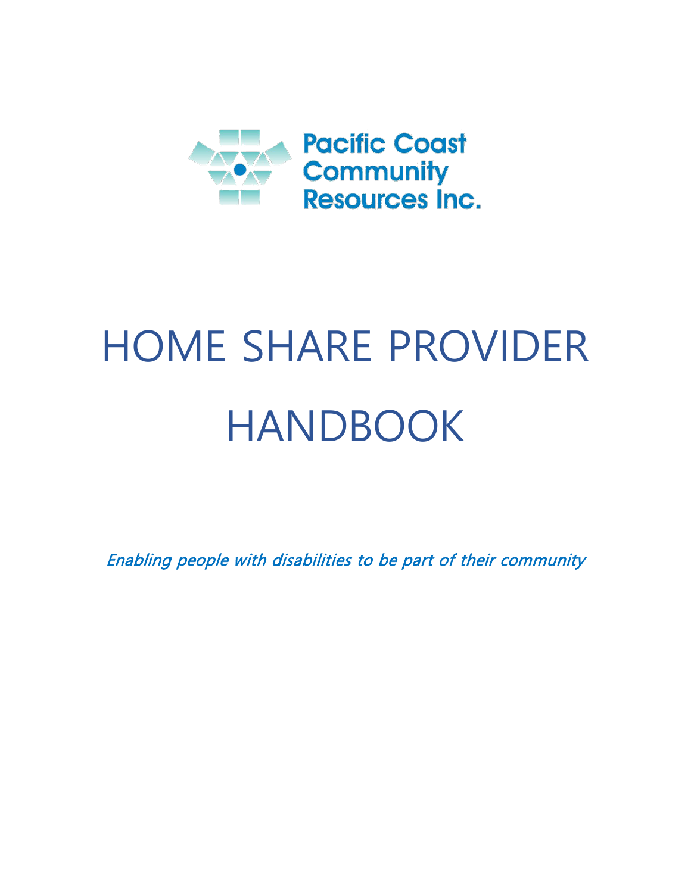Pacific Coast Community Resources Inc.

# HOME SHARE PROVIDER HANDBOOK

*Enabling people with disabilities to be part of their community*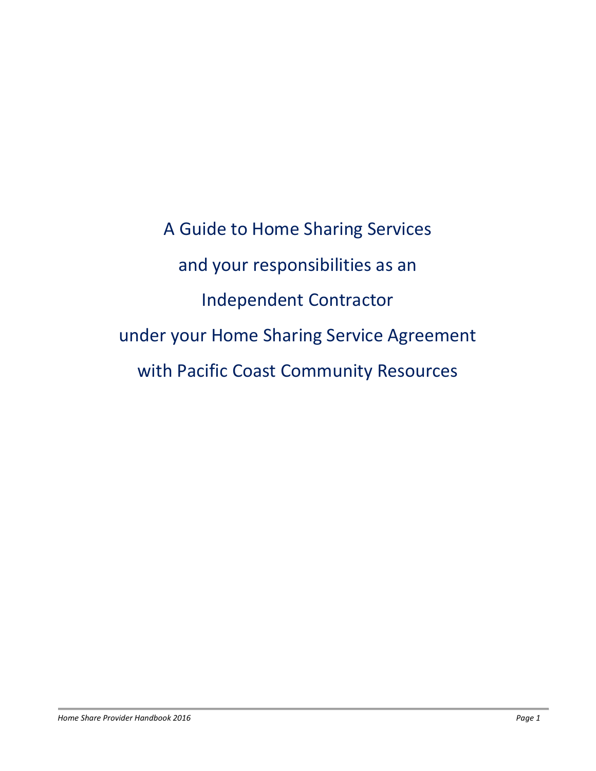# A Guide to Home Sharing Services

# and your responsibilities as an

# Independent Contractor

# under your Home Sharing Service Agreement

# with Pacific Coast Community Resources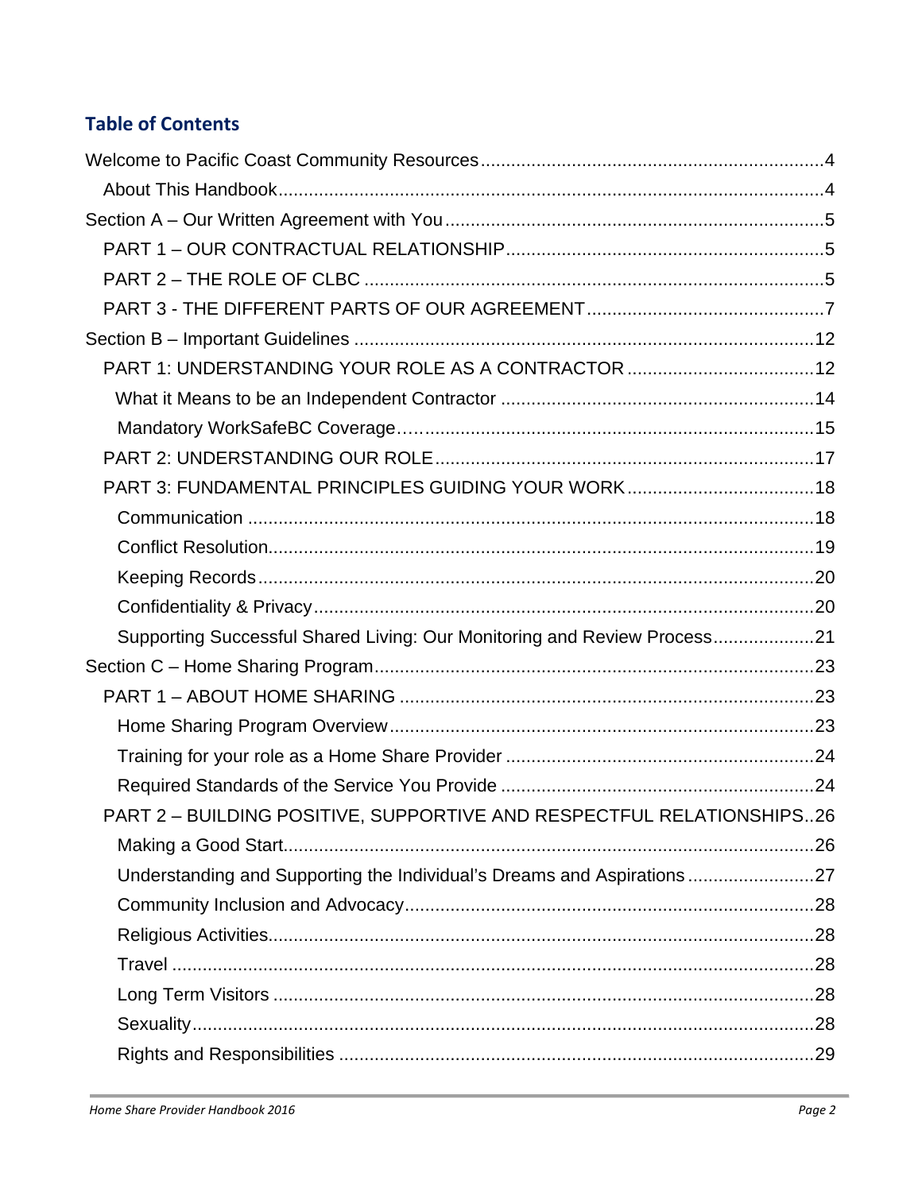## Table of Contents

Welcome to Pacific Coast Community Resources....................................................................4

- About This Handbook..........................................................................................................4

Section A – Our Written Agreement with You...........................................................................5

- PART 1 – OUR CONTRACTUAL RELATIONSHIP...............................................................5
- PART 2 – THE ROLE OF CLBC ..........................................................................................5
- PART 3 - THE DIFFERENT PARTS OF OUR AGREEMENT...............................................7

Section B – Important Guidelines ...........................................................................................12

- PART 1: UNDERSTANDING YOUR ROLE AS A CONTRACTOR .....................................12
  - What it Means to be an Independent Contractor ..............................................................14
  - Mandatory WorkSafeBC Coverage……..............................................................................15
- PART 2: UNDERSTANDING OUR ROLE...........................................................................17
- PART 3: FUNDAMENTAL PRINCIPLES GUIDING YOUR WORK.....................................18
  - Communication .................................................................................................................18
  - Conflict Resolution.............................................................................................................19
  - Keeping Records...............................................................................................................20
  - Confidentiality & Privacy....................................................................................................20
  - Supporting Successful Shared Living: Our Monitoring and Review Process....................21

Section C – Home Sharing Program.......................................................................................23

- PART 1 – ABOUT HOME SHARING ..................................................................................23
  - Home Sharing Program Overview.....................................................................................23
  - Training for your role as a Home Share Provider .............................................................24
  - Required Standards of the Service You Provide ...............................................................24
- PART 2 – BUILDING POSITIVE, SUPPORTIVE AND RESPECTFUL RELATIONSHIPS..26
  - Making a Good Start..........................................................................................................26
  - Understanding and Supporting the Individual's Dreams and Aspirations .........................27
  - Community Inclusion and Advocacy.................................................................................28
  - Religious Activities............................................................................................................28
  - Travel ................................................................................................................................28
  - Long Term Visitors ............................................................................................................28
  - Sexuality............................................................................................................................28
  - Rights and Responsibilities ...............................................................................................29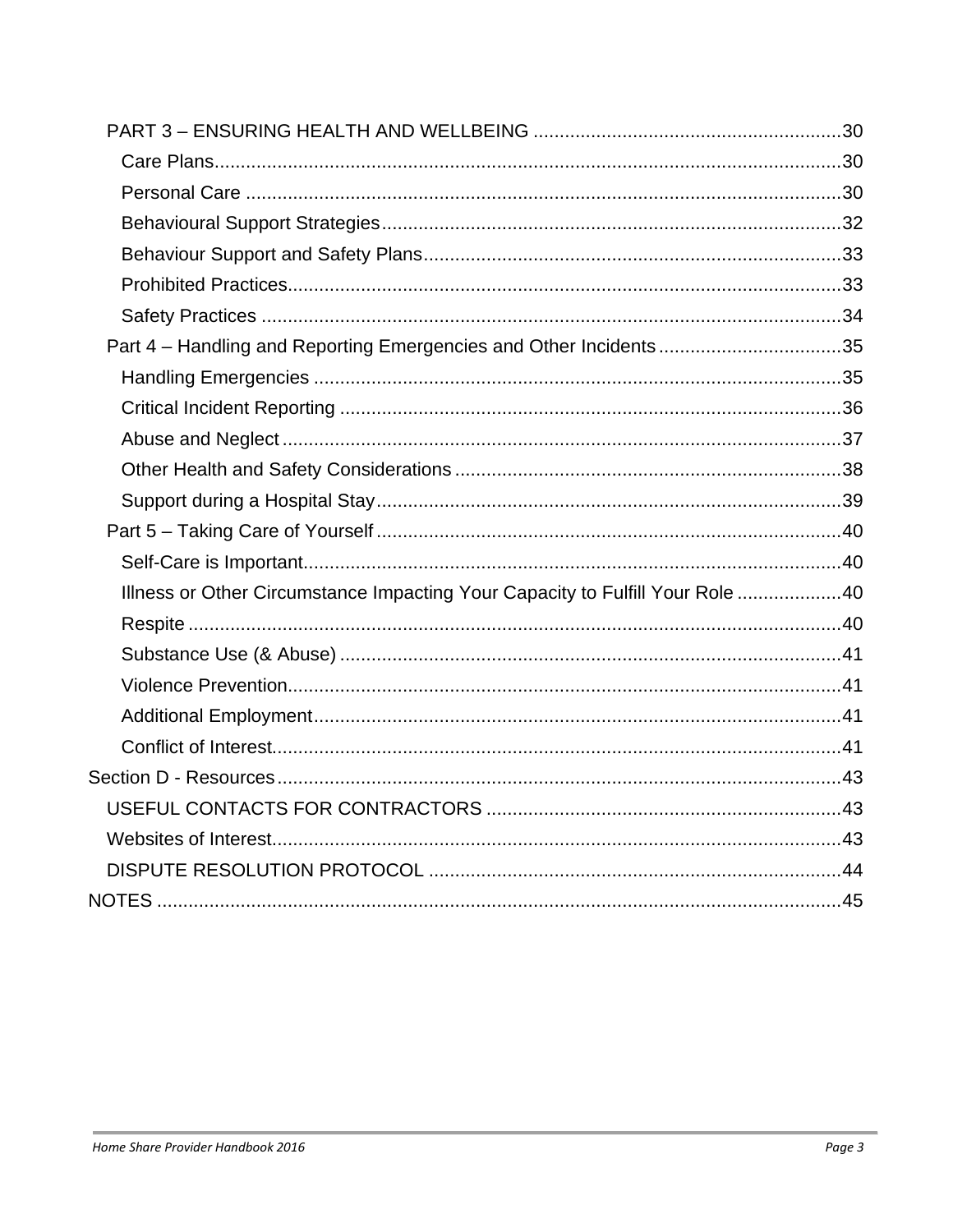- PART 3 – ENSURING HEALTH AND WELLBEING ........................................................... 30
  - Care Plans ........................................................................................................................... 30
  - Personal Care ...................................................................................................................... 30
  - Behavioural Support Strategies .......................................................................................... 32
  - Behaviour Support and Safety Plans ................................................................................... 33
  - Prohibited Practices ............................................................................................................ 33
  - Safety Practices ................................................................................................................... 34
- Part 4 – Handling and Reporting Emergencies and Other Incidents ................................... 35
  - Handling Emergencies ........................................................................................................ 35
  - Critical Incident Reporting .................................................................................................. 36
  - Abuse and Neglect .............................................................................................................. 37
  - Other Health and Safety Considerations ............................................................................ 38
  - Support during a Hospital Stay ........................................................................................... 39
- Part 5 – Taking Care of Yourself .......................................................................................... 40
  - Self-Care is Important ......................................................................................................... 40
  - Illness or Other Circumstance Impacting Your Capacity to Fulfill Your Role .................... 40
  - Respite ................................................................................................................................ 40
  - Substance Use (& Abuse) ................................................................................................... 41
  - Violence Prevention ............................................................................................................ 41
  - Additional Employment ...................................................................................................... 41
  - Conflict of Interest .............................................................................................................. 41

Section D - Resources ............................................................................................................. 43

- USEFUL CONTACTS FOR CONTRACTORS ..................................................................... 43
- Websites of Interest ............................................................................................................. 43
- DISPUTE RESOLUTION PROTOCOL ................................................................................ 44

NOTES ..................................................................................................................................... 45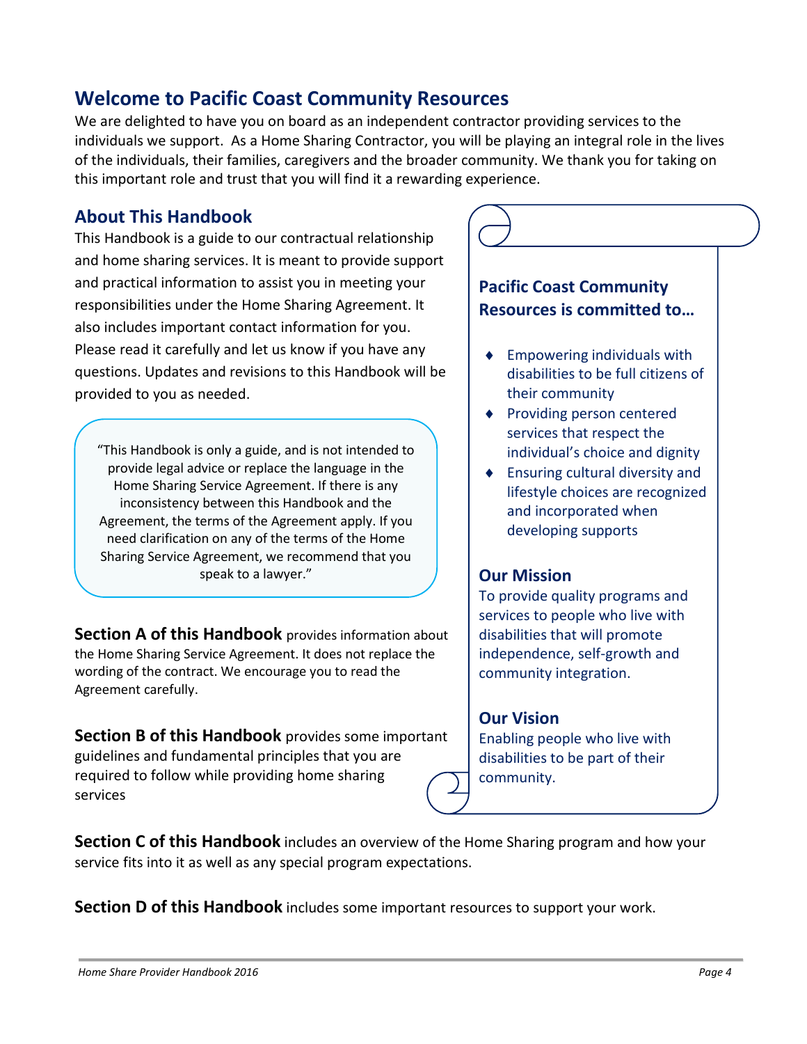## Welcome to Pacific Coast Community Resources

We are delighted to have you on board as an independent contractor providing services to the individuals we support. As a Home Sharing Contractor, you will be playing an integral role in the lives of the individuals, their families, caregivers and the broader community. We thank you for taking on this important role and trust that you will find it a rewarding experience.

### About This Handbook

This Handbook is a guide to our contractual relationship and home sharing services. It is meant to provide support and practical information to assist you in meeting your responsibilities under the Home Sharing Agreement. It also includes important contact information for you. Please read it carefully and let us know if you have any questions. Updates and revisions to this Handbook will be provided to you as needed.

> "This Handbook is only a guide, and is not intended to provide legal advice or replace the language in the Home Sharing Service Agreement. If there is any inconsistency between this Handbook and the Agreement, the terms of the Agreement apply. If you need clarification on any of the terms of the Home Sharing Service Agreement, we recommend that you speak to a lawyer."

**Section A of this Handbook** provides information about the Home Sharing Service Agreement. It does not replace the wording of the contract. We encourage you to read the Agreement carefully.

**Section B of this Handbook** provides some important guidelines and fundamental principles that you are required to follow while providing home sharing services

**Section C of this Handbook** includes an overview of the Home Sharing program and how your service fits into it as well as any special program expectations.

**Section D of this Handbook** includes some important resources to support your work.

### Pacific Coast Community Resources is committed to…

- Empowering individuals with disabilities to be full citizens of their community
- Providing person centered services that respect the individual's choice and dignity
- Ensuring cultural diversity and lifestyle choices are recognized and incorporated when developing supports

### Our Mission

To provide quality programs and services to people who live with disabilities that will promote independence, self-growth and community integration.

### Our Vision

Enabling people who live with disabilities to be part of their community.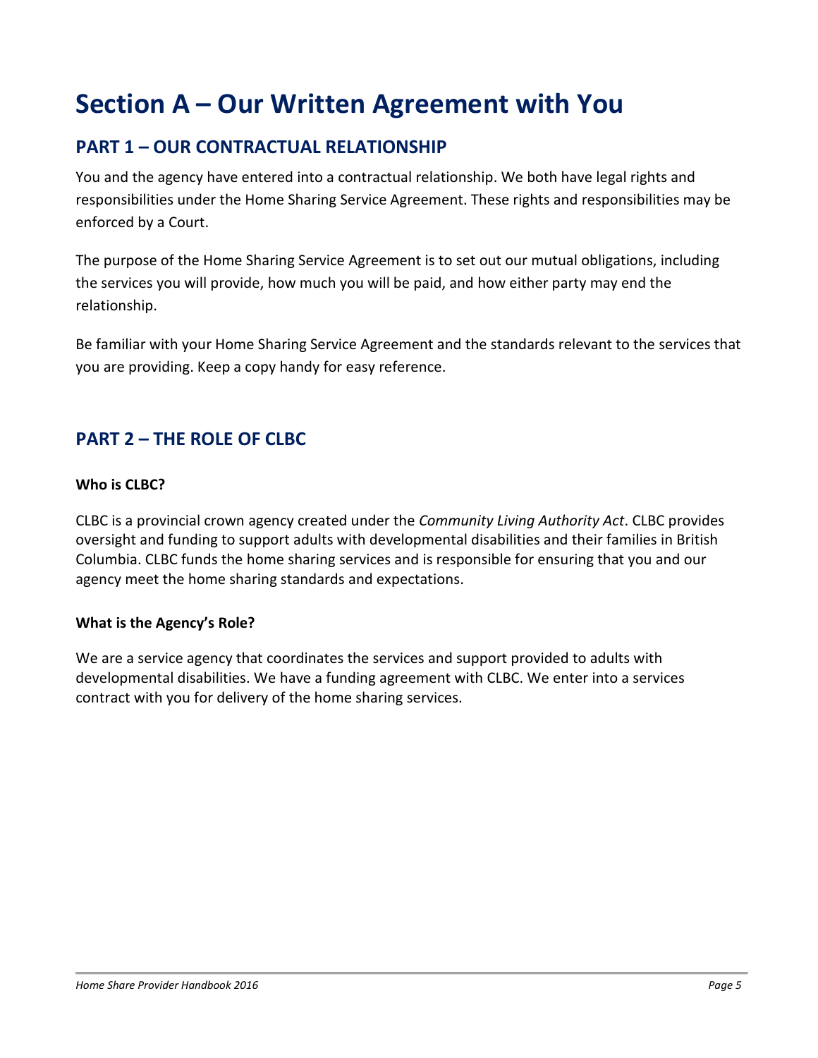# Section A – Our Written Agreement with You

## PART 1 – OUR CONTRACTUAL RELATIONSHIP

You and the agency have entered into a contractual relationship. We both have legal rights and responsibilities under the Home Sharing Service Agreement. These rights and responsibilities may be enforced by a Court.

The purpose of the Home Sharing Service Agreement is to set out our mutual obligations, including the services you will provide, how much you will be paid, and how either party may end the relationship.

Be familiar with your Home Sharing Service Agreement and the standards relevant to the services that you are providing. Keep a copy handy for easy reference.

## PART 2 – THE ROLE OF CLBC

**Who is CLBC?**

CLBC is a provincial crown agency created under the *Community Living Authority Act*. CLBC provides oversight and funding to support adults with developmental disabilities and their families in British Columbia. CLBC funds the home sharing services and is responsible for ensuring that you and our agency meet the home sharing standards and expectations.

**What is the Agency's Role?**

We are a service agency that coordinates the services and support provided to adults with developmental disabilities. We have a funding agreement with CLBC. We enter into a services contract with you for delivery of the home sharing services.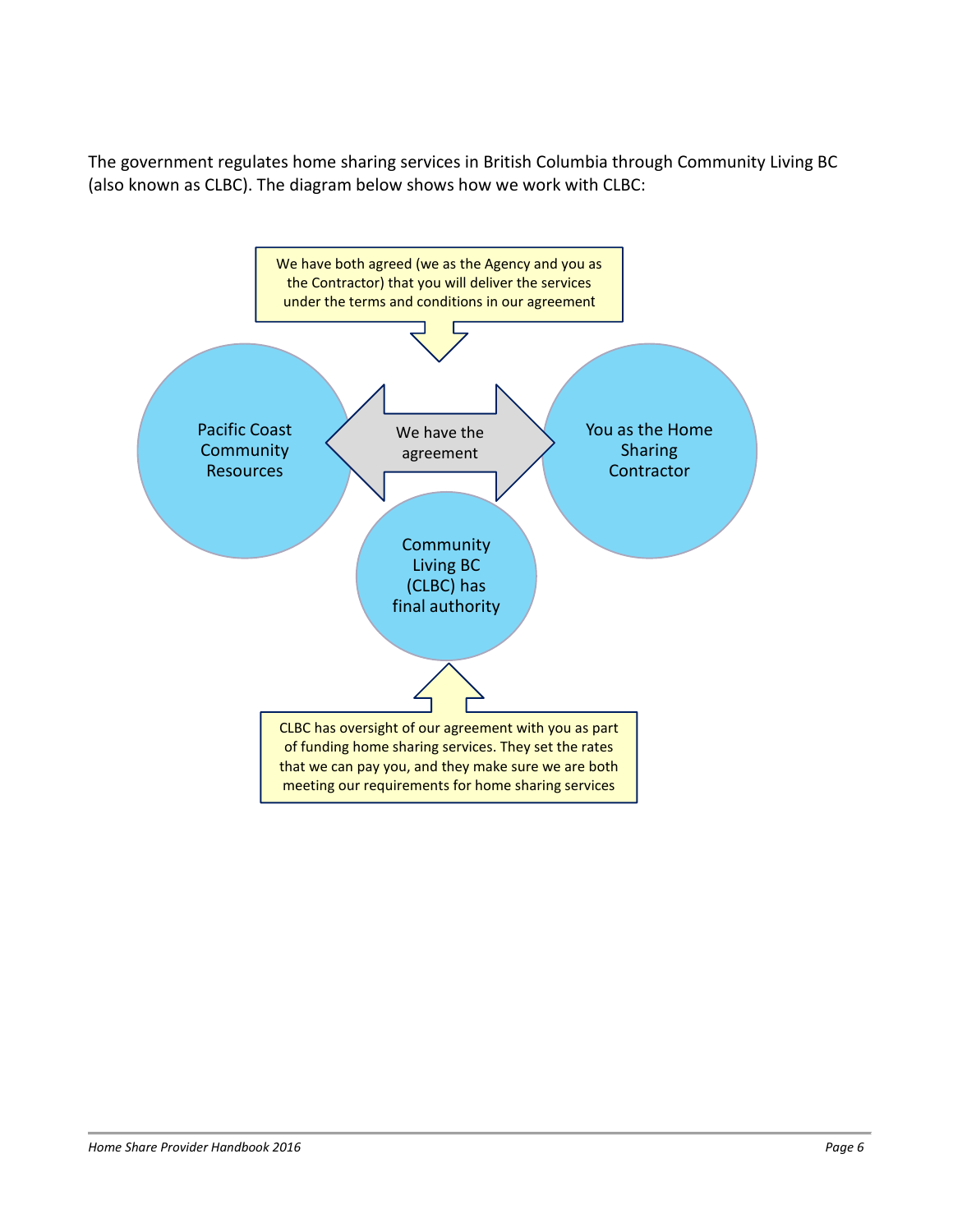The government regulates home sharing services in British Columbia through Community Living BC (also known as CLBC). The diagram below shows how we work with CLBC:

We have both agreed (we as the Agency and you as the Contractor) that you will deliver the services under the terms and conditions in our agreement

Pacific Coast Community Resources

We have the agreement

You as the Home Sharing Contractor

Community Living BC (CLBC) has final authority

CLBC has oversight of our agreement with you as part of funding home sharing services. They set the rates that we can pay you, and they make sure we are both meeting our requirements for home sharing services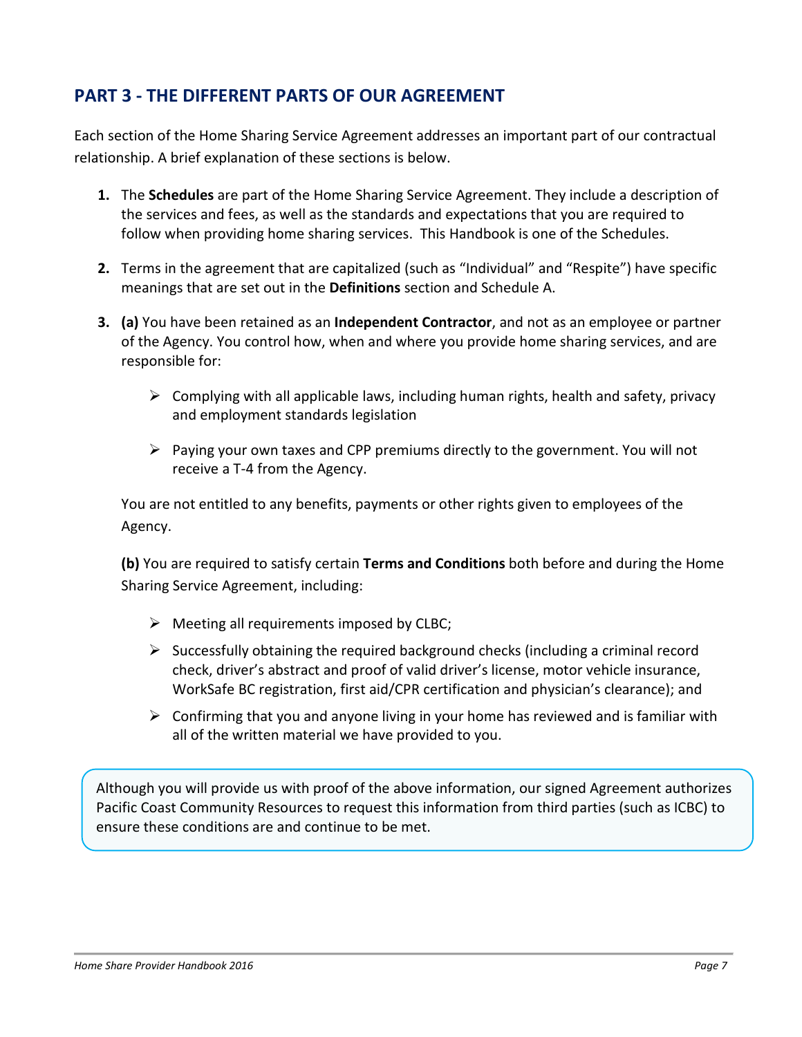## PART 3 - THE DIFFERENT PARTS OF OUR AGREEMENT

Each section of the Home Sharing Service Agreement addresses an important part of our contractual relationship. A brief explanation of these sections is below.

1. The **Schedules** are part of the Home Sharing Service Agreement. They include a description of the services and fees, as well as the standards and expectations that you are required to follow when providing home sharing services. This Handbook is one of the Schedules.

2. Terms in the agreement that are capitalized (such as "Individual" and "Respite") have specific meanings that are set out in the **Definitions** section and Schedule A.

3. **(a)** You have been retained as an **Independent Contractor**, and not as an employee or partner of the Agency. You control how, when and where you provide home sharing services, and are responsible for:

   - Complying with all applicable laws, including human rights, health and safety, privacy and employment standards legislation

   - Paying your own taxes and CPP premiums directly to the government. You will not receive a T-4 from the Agency.

   You are not entitled to any benefits, payments or other rights given to employees of the Agency.

   **(b)** You are required to satisfy certain **Terms and Conditions** both before and during the Home Sharing Service Agreement, including:

   - Meeting all requirements imposed by CLBC;
   - Successfully obtaining the required background checks (including a criminal record check, driver's abstract and proof of valid driver's license, motor vehicle insurance, WorkSafe BC registration, first aid/CPR certification and physician's clearance); and
   - Confirming that you and anyone living in your home has reviewed and is familiar with all of the written material we have provided to you.

> Although you will provide us with proof of the above information, our signed Agreement authorizes Pacific Coast Community Resources to request this information from third parties (such as ICBC) to ensure these conditions are and continue to be met.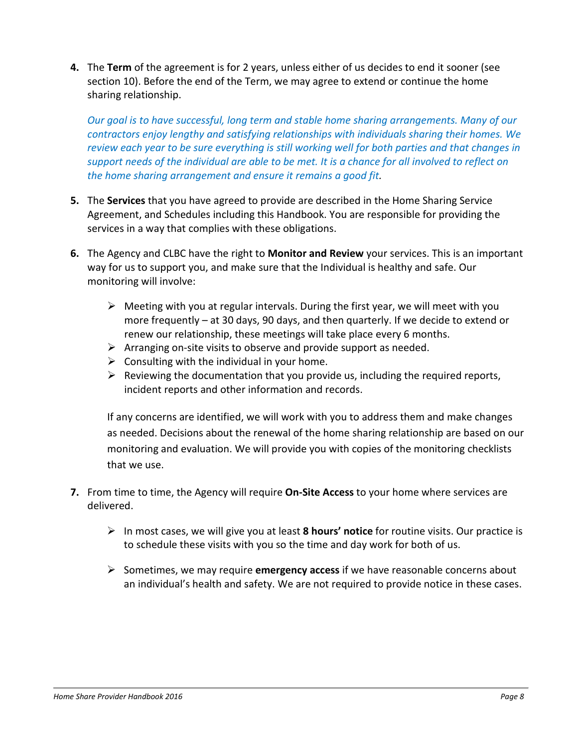4. The **Term** of the agreement is for 2 years, unless either of us decides to end it sooner (see section 10). Before the end of the Term, we may agree to extend or continue the home sharing relationship.

   *Our goal is to have successful, long term and stable home sharing arrangements. Many of our contractors enjoy lengthy and satisfying relationships with individuals sharing their homes. We review each year to be sure everything is still working well for both parties and that changes in support needs of the individual are able to be met. It is a chance for all involved to reflect on the home sharing arrangement and ensure it remains a good fit.*

5. The **Services** that you have agreed to provide are described in the Home Sharing Service Agreement, and Schedules including this Handbook. You are responsible for providing the services in a way that complies with these obligations.

6. The Agency and CLBC have the right to **Monitor and Review** your services. This is an important way for us to support you, and make sure that the Individual is healthy and safe. Our monitoring will involve:

   - Meeting with you at regular intervals. During the first year, we will meet with you more frequently – at 30 days, 90 days, and then quarterly. If we decide to extend or renew our relationship, these meetings will take place every 6 months.
   - Arranging on-site visits to observe and provide support as needed.
   - Consulting with the individual in your home.
   - Reviewing the documentation that you provide us, including the required reports, incident reports and other information and records.

   If any concerns are identified, we will work with you to address them and make changes as needed. Decisions about the renewal of the home sharing relationship are based on our monitoring and evaluation. We will provide you with copies of the monitoring checklists that we use.

7. From time to time, the Agency will require **On-Site Access** to your home where services are delivered.

   - In most cases, we will give you at least **8 hours' notice** for routine visits. Our practice is to schedule these visits with you so the time and day work for both of us.

   - Sometimes, we may require **emergency access** if we have reasonable concerns about an individual's health and safety. We are not required to provide notice in these cases.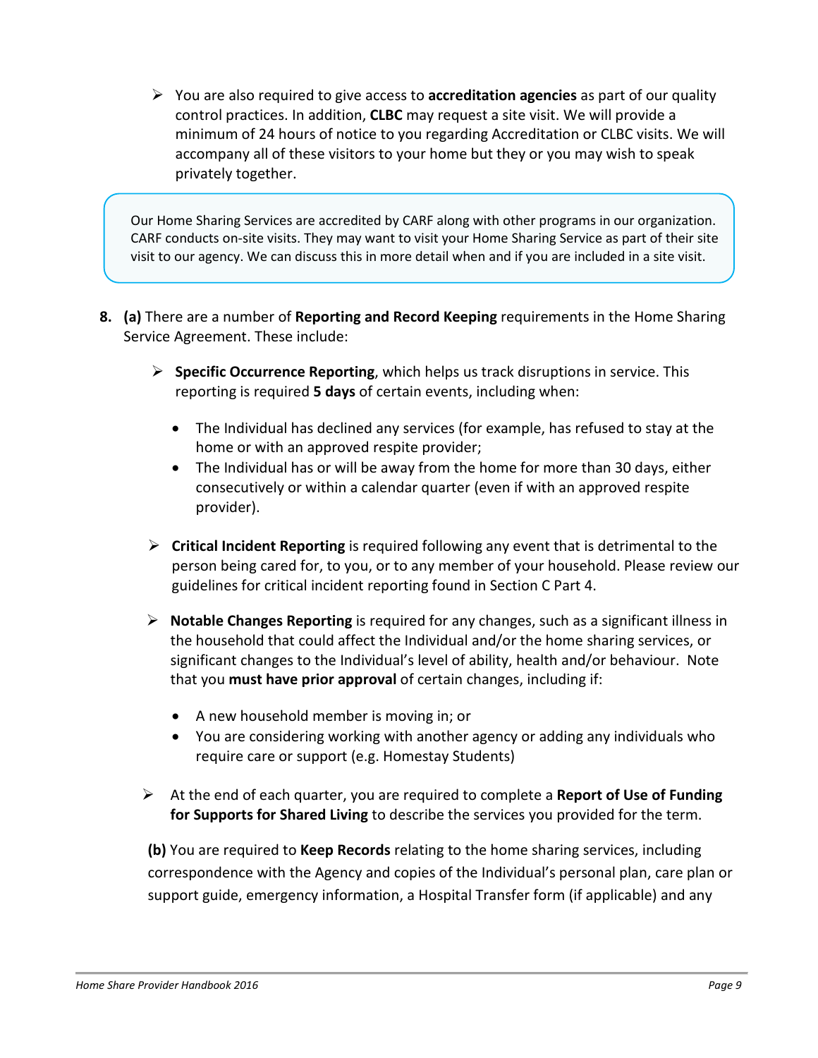- You are also required to give access to **accreditation agencies** as part of our quality control practices. In addition, **CLBC** may request a site visit. We will provide a minimum of 24 hours of notice to you regarding Accreditation or CLBC visits. We will accompany all of these visitors to your home but they or you may wish to speak privately together.

> Our Home Sharing Services are accredited by CARF along with other programs in our organization. CARF conducts on-site visits. They may want to visit your Home Sharing Service as part of their site visit to our agency. We can discuss this in more detail when and if you are included in a site visit.

8. **(a)** There are a number of **Reporting and Record Keeping** requirements in the Home Sharing Service Agreement. These include:

   - **Specific Occurrence Reporting**, which helps us track disruptions in service. This reporting is required **5 days** of certain events, including when:
     - The Individual has declined any services (for example, has refused to stay at the home or with an approved respite provider;
     - The Individual has or will be away from the home for more than 30 days, either consecutively or within a calendar quarter (even if with an approved respite provider).
   - **Critical Incident Reporting** is required following any event that is detrimental to the person being cared for, to you, or to any member of your household. Please review our guidelines for critical incident reporting found in Section C Part 4.
   - **Notable Changes Reporting** is required for any changes, such as a significant illness in the household that could affect the Individual and/or the home sharing services, or significant changes to the Individual's level of ability, health and/or behaviour. Note that you **must have prior approval** of certain changes, including if:
     - A new household member is moving in; or
     - You are considering working with another agency or adding any individuals who require care or support (e.g. Homestay Students)
   - At the end of each quarter, you are required to complete a **Report of Use of Funding for Supports for Shared Living** to describe the services you provided for the term.

   **(b)** You are required to **Keep Records** relating to the home sharing services, including correspondence with the Agency and copies of the Individual's personal plan, care plan or support guide, emergency information, a Hospital Transfer form (if applicable) and any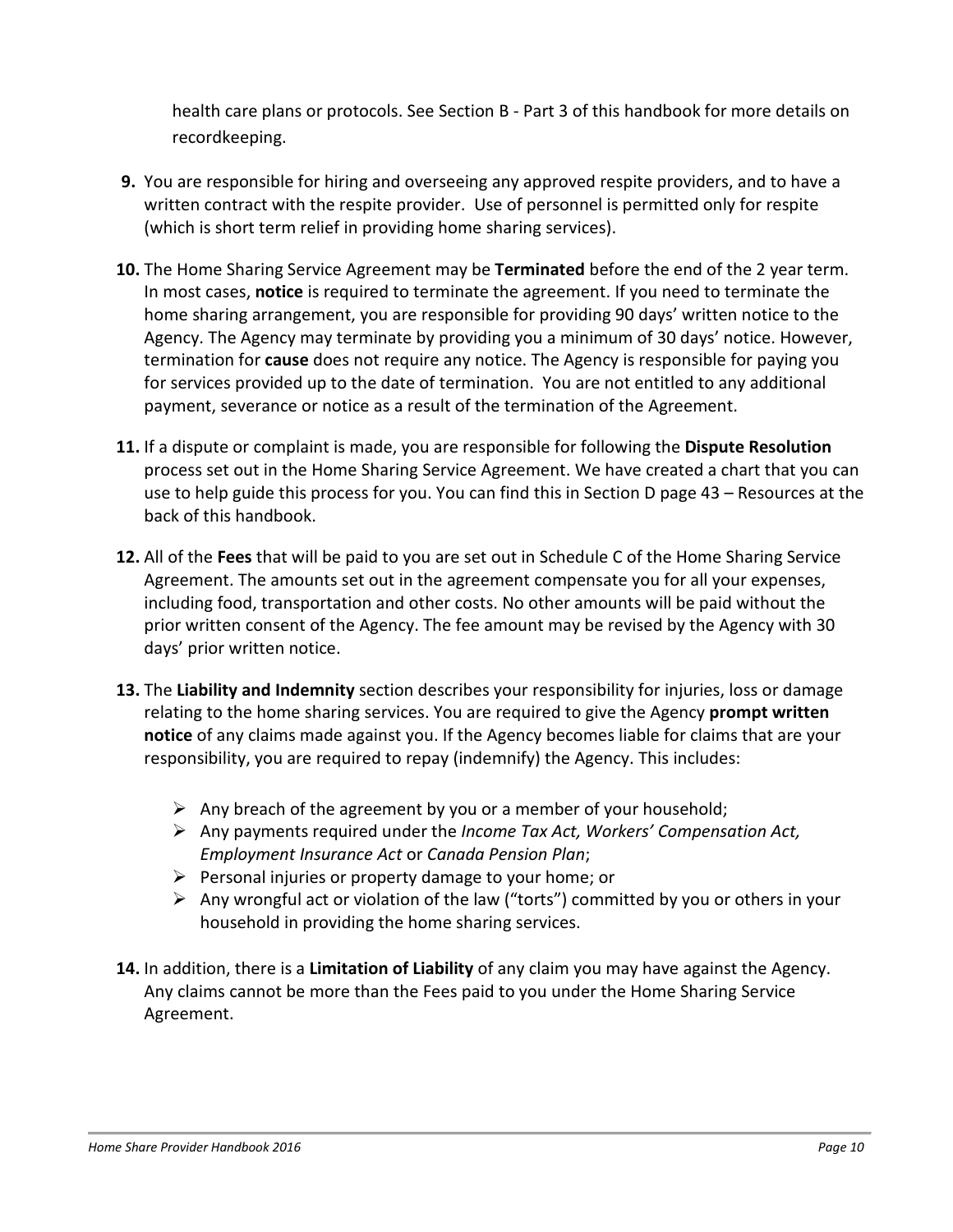health care plans or protocols. See Section B - Part 3 of this handbook for more details on recordkeeping.

9. You are responsible for hiring and overseeing any approved respite providers, and to have a written contract with the respite provider. Use of personnel is permitted only for respite (which is short term relief in providing home sharing services).

10. The Home Sharing Service Agreement may be **Terminated** before the end of the 2 year term. In most cases, **notice** is required to terminate the agreement. If you need to terminate the home sharing arrangement, you are responsible for providing 90 days' written notice to the Agency. The Agency may terminate by providing you a minimum of 30 days' notice. However, termination for **cause** does not require any notice. The Agency is responsible for paying you for services provided up to the date of termination. You are not entitled to any additional payment, severance or notice as a result of the termination of the Agreement.

11. If a dispute or complaint is made, you are responsible for following the **Dispute Resolution** process set out in the Home Sharing Service Agreement. We have created a chart that you can use to help guide this process for you. You can find this in Section D page 43 – Resources at the back of this handbook.

12. All of the **Fees** that will be paid to you are set out in Schedule C of the Home Sharing Service Agreement. The amounts set out in the agreement compensate you for all your expenses, including food, transportation and other costs. No other amounts will be paid without the prior written consent of the Agency. The fee amount may be revised by the Agency with 30 days' prior written notice.

13. The **Liability and Indemnity** section describes your responsibility for injuries, loss or damage relating to the home sharing services. You are required to give the Agency **prompt written notice** of any claims made against you. If the Agency becomes liable for claims that are your responsibility, you are required to repay (indemnify) the Agency. This includes:

    - Any breach of the agreement by you or a member of your household;
    - Any payments required under the *Income Tax Act, Workers' Compensation Act, Employment Insurance Act* or *Canada Pension Plan*;
    - Personal injuries or property damage to your home; or
    - Any wrongful act or violation of the law ("torts") committed by you or others in your household in providing the home sharing services.

14. In addition, there is a **Limitation of Liability** of any claim you may have against the Agency. Any claims cannot be more than the Fees paid to you under the Home Sharing Service Agreement.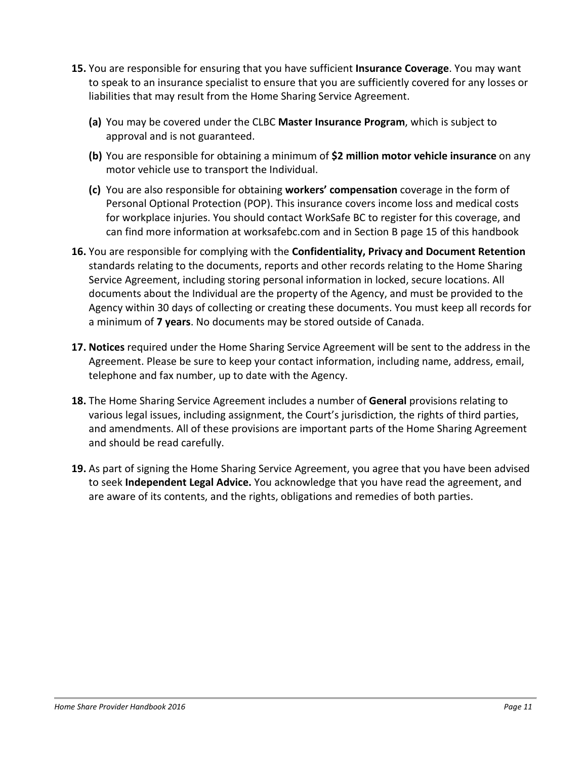**15.** You are responsible for ensuring that you have sufficient **Insurance Coverage**. You may want to speak to an insurance specialist to ensure that you are sufficiently covered for any losses or liabilities that may result from the Home Sharing Service Agreement.

   **(a)** You may be covered under the CLBC **Master Insurance Program**, which is subject to approval and is not guaranteed.

   **(b)** You are responsible for obtaining a minimum of **$2 million motor vehicle insurance** on any motor vehicle use to transport the Individual.

   **(c)** You are also responsible for obtaining **workers' compensation** coverage in the form of Personal Optional Protection (POP). This insurance covers income loss and medical costs for workplace injuries. You should contact WorkSafe BC to register for this coverage, and can find more information at worksafebc.com and in Section B page 15 of this handbook

**16.** You are responsible for complying with the **Confidentiality, Privacy and Document Retention** standards relating to the documents, reports and other records relating to the Home Sharing Service Agreement, including storing personal information in locked, secure locations. All documents about the Individual are the property of the Agency, and must be provided to the Agency within 30 days of collecting or creating these documents. You must keep all records for a minimum of **7 years**. No documents may be stored outside of Canada.

**17. Notices** required under the Home Sharing Service Agreement will be sent to the address in the Agreement. Please be sure to keep your contact information, including name, address, email, telephone and fax number, up to date with the Agency.

**18.** The Home Sharing Service Agreement includes a number of **General** provisions relating to various legal issues, including assignment, the Court's jurisdiction, the rights of third parties, and amendments. All of these provisions are important parts of the Home Sharing Agreement and should be read carefully.

**19.** As part of signing the Home Sharing Service Agreement, you agree that you have been advised to seek **Independent Legal Advice.** You acknowledge that you have read the agreement, and are aware of its contents, and the rights, obligations and remedies of both parties.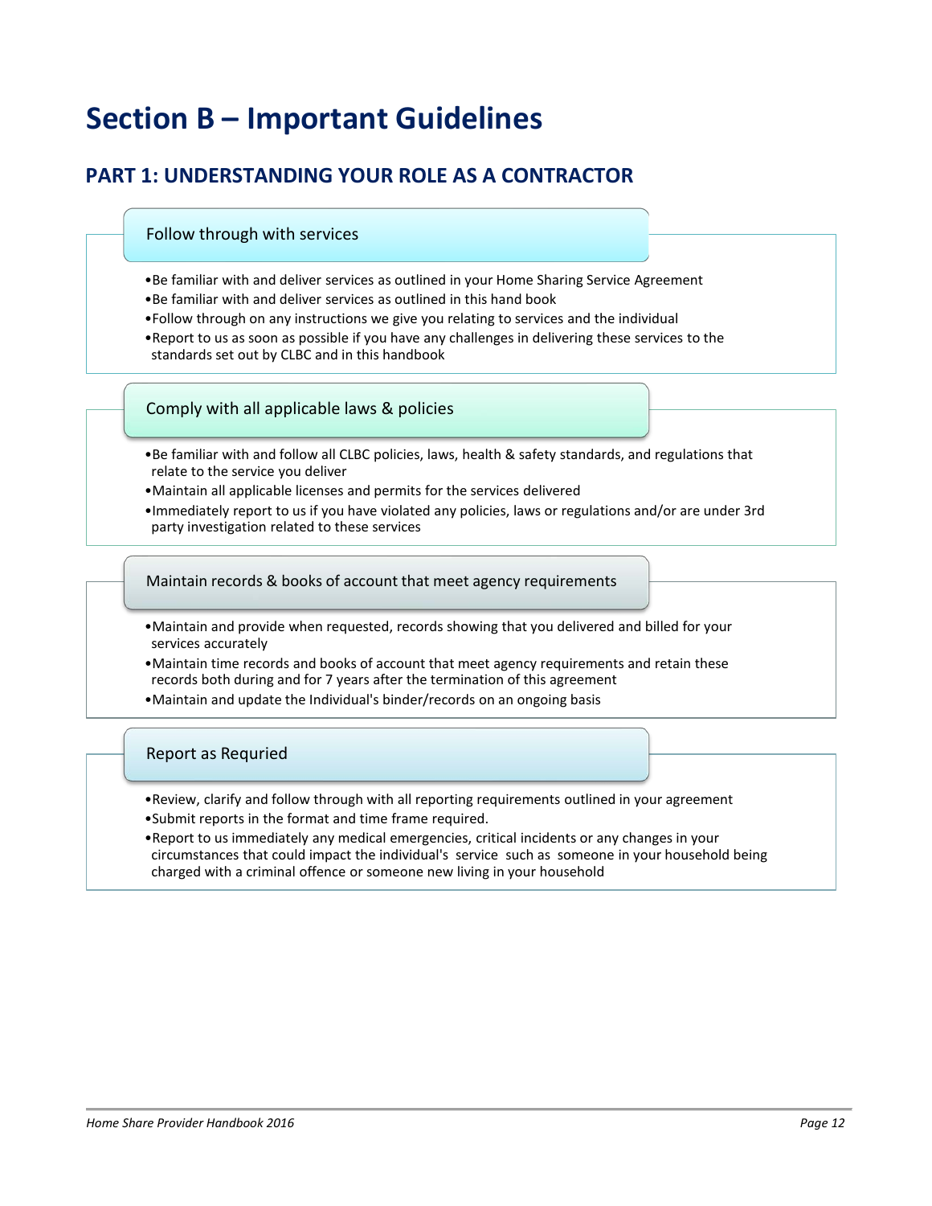# Section B – Important Guidelines

## PART 1: UNDERSTANDING YOUR ROLE AS A CONTRACTOR

### Follow through with services

- Be familiar with and deliver services as outlined in your Home Sharing Service Agreement
- Be familiar with and deliver services as outlined in this hand book
- Follow through on any instructions we give you relating to services and the individual
- Report to us as soon as possible if you have any challenges in delivering these services to the standards set out by CLBC and in this handbook

### Comply with all applicable laws & policies

- Be familiar with and follow all CLBC policies, laws, health & safety standards, and regulations that relate to the service you deliver
- Maintain all applicable licenses and permits for the services delivered
- Immediately report to us if you have violated any policies, laws or regulations and/or are under 3rd party investigation related to these services

### Maintain records & books of account that meet agency requirements

- Maintain and provide when requested, records showing that you delivered and billed for your services accurately
- Maintain time records and books of account that meet agency requirements and retain these records both during and for 7 years after the termination of this agreement
- Maintain and update the Individual's binder/records on an ongoing basis

### Report as Requried

- Review, clarify and follow through with all reporting requirements outlined in your agreement
- Submit reports in the format and time frame required.
- Report to us immediately any medical emergencies, critical incidents or any changes in your circumstances that could impact the individual's service such as someone in your household being charged with a criminal offence or someone new living in your household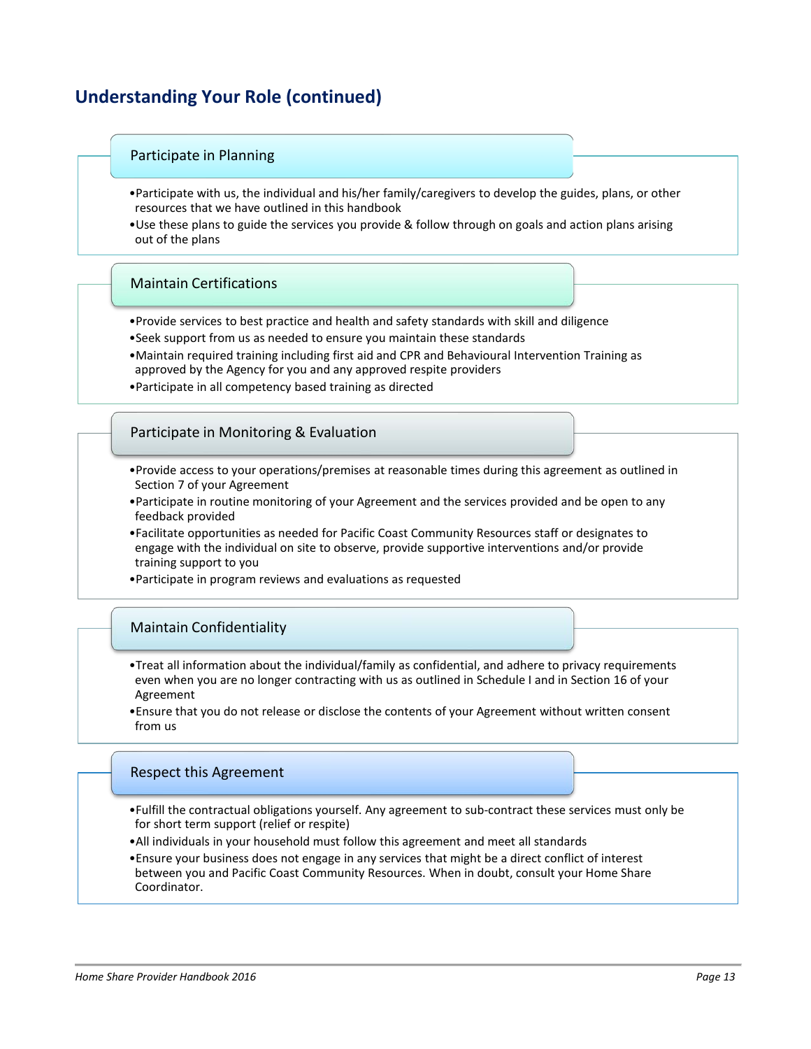## Understanding Your Role (continued)

### Participate in Planning

- Participate with us, the individual and his/her family/caregivers to develop the guides, plans, or other resources that we have outlined in this handbook
- Use these plans to guide the services you provide & follow through on goals and action plans arising out of the plans

### Maintain Certifications

- Provide services to best practice and health and safety standards with skill and diligence
- Seek support from us as needed to ensure you maintain these standards
- Maintain required training including first aid and CPR and Behavioural Intervention Training as approved by the Agency for you and any approved respite providers
- Participate in all competency based training as directed

### Participate in Monitoring & Evaluation

- Provide access to your operations/premises at reasonable times during this agreement as outlined in Section 7 of your Agreement
- Participate in routine monitoring of your Agreement and the services provided and be open to any feedback provided
- Facilitate opportunities as needed for Pacific Coast Community Resources staff or designates to engage with the individual on site to observe, provide supportive interventions and/or provide training support to you
- Participate in program reviews and evaluations as requested

### Maintain Confidentiality

- Treat all information about the individual/family as confidential, and adhere to privacy requirements even when you are no longer contracting with us as outlined in Schedule I and in Section 16 of your Agreement
- Ensure that you do not release or disclose the contents of your Agreement without written consent from us

### Respect this Agreement

- Fulfill the contractual obligations yourself. Any agreement to sub-contract these services must only be for short term support (relief or respite)
- All individuals in your household must follow this agreement and meet all standards
- Ensure your business does not engage in any services that might be a direct conflict of interest between you and Pacific Coast Community Resources. When in doubt, consult your Home Share Coordinator.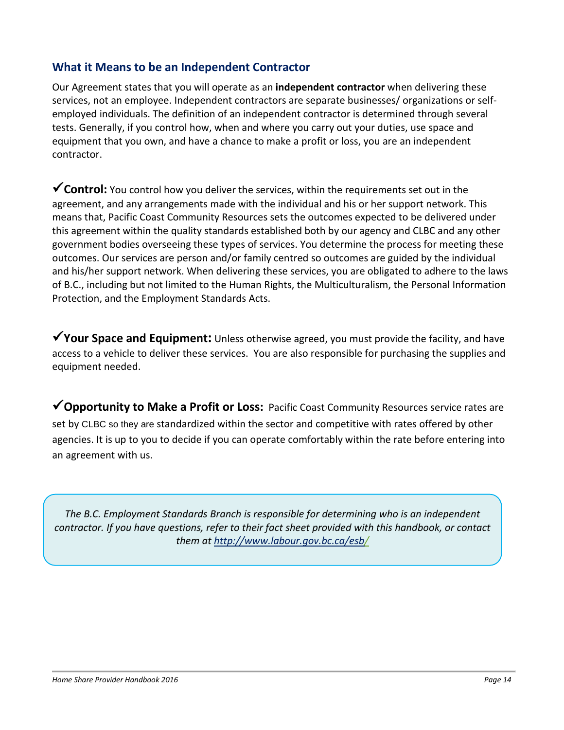## What it Means to be an Independent Contractor

Our Agreement states that you will operate as an **independent contractor** when delivering these services, not an employee. Independent contractors are separate businesses/ organizations or self-employed individuals. The definition of an independent contractor is determined through several tests. Generally, if you control how, when and where you carry out your duties, use space and equipment that you own, and have a chance to make a profit or loss, you are an independent contractor.

✓**Control:** You control how you deliver the services, within the requirements set out in the agreement, and any arrangements made with the individual and his or her support network. This means that, Pacific Coast Community Resources sets the outcomes expected to be delivered under this agreement within the quality standards established both by our agency and CLBC and any other government bodies overseeing these types of services. You determine the process for meeting these outcomes. Our services are person and/or family centred so outcomes are guided by the individual and his/her support network. When delivering these services, you are obligated to adhere to the laws of B.C., including but not limited to the Human Rights, the Multiculturalism, the Personal Information Protection, and the Employment Standards Acts.

✓**Your Space and Equipment:** Unless otherwise agreed, you must provide the facility, and have access to a vehicle to deliver these services. You are also responsible for purchasing the supplies and equipment needed.

✓**Opportunity to Make a Profit or Loss:** Pacific Coast Community Resources service rates are set by CLBC so they are standardized within the sector and competitive with rates offered by other agencies. It is up to you to decide if you can operate comfortably within the rate before entering into an agreement with us.

*The B.C. Employment Standards Branch is responsible for determining who is an independent contractor. If you have questions, refer to their fact sheet provided with this handbook, or contact them at http://www.labour.gov.bc.ca/esb/*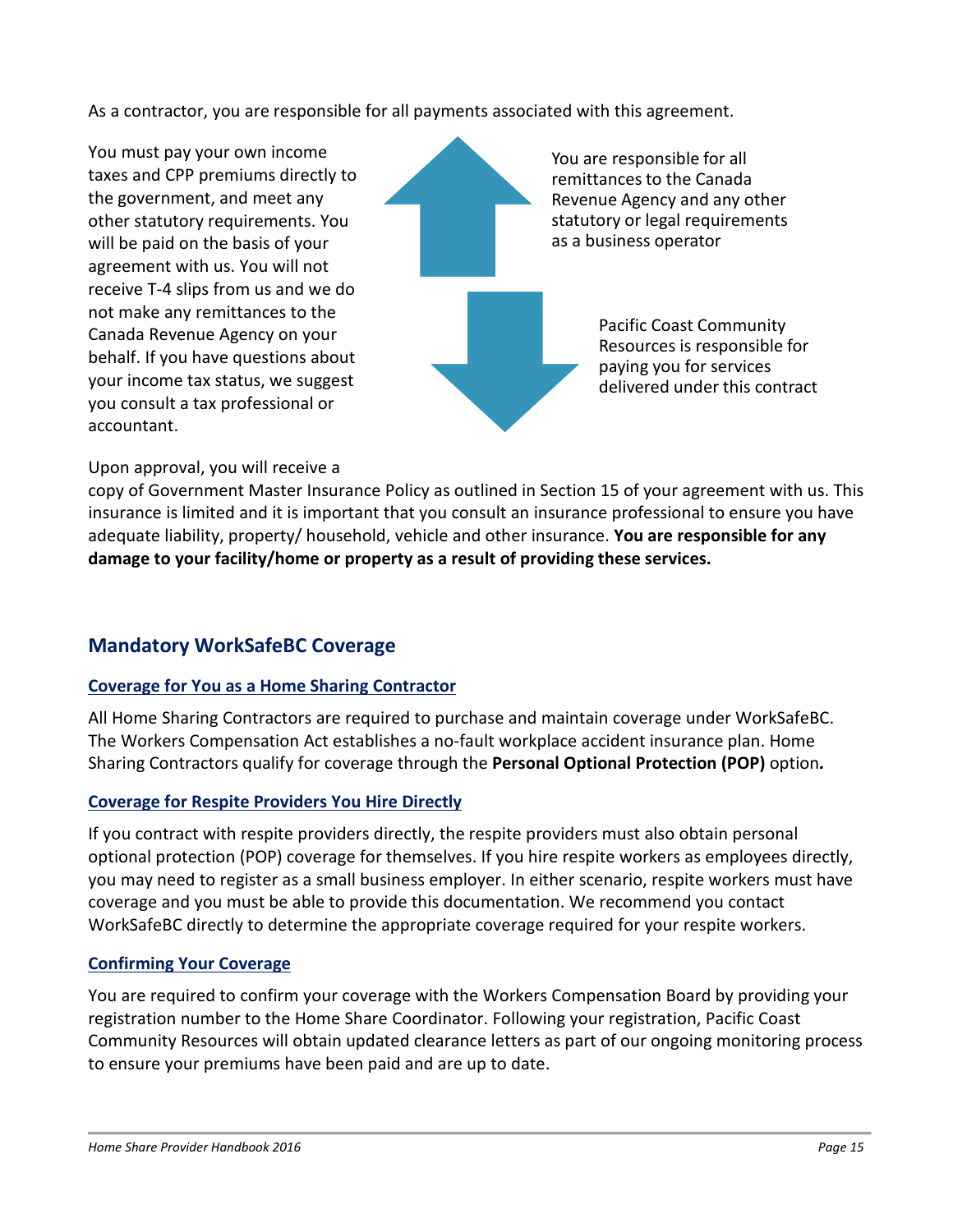As a contractor, you are responsible for all payments associated with this agreement.

You must pay your own income taxes and CPP premiums directly to the government, and meet any other statutory requirements. You will be paid on the basis of your agreement with us. You will not receive T-4 slips from us and we do not make any remittances to the Canada Revenue Agency on your behalf. If you have questions about your income tax status, we suggest you consult a tax professional or accountant.

You are responsible for all remittances to the Canada Revenue Agency and any other statutory or legal requirements as a business operator

Pacific Coast Community Resources is responsible for paying you for services delivered under this contract

Upon approval, you will receive a copy of Government Master Insurance Policy as outlined in Section 15 of your agreement with us. This insurance is limited and it is important that you consult an insurance professional to ensure you have adequate liability, property/ household, vehicle and other insurance. **You are responsible for any damage to your facility/home or property as a result of providing these services.**

## Mandatory WorkSafeBC Coverage

### Coverage for You as a Home Sharing Contractor

All Home Sharing Contractors are required to purchase and maintain coverage under WorkSafeBC. The Workers Compensation Act establishes a no-fault workplace accident insurance plan. Home Sharing Contractors qualify for coverage through the **Personal Optional Protection (POP)** option.

### Coverage for Respite Providers You Hire Directly

If you contract with respite providers directly, the respite providers must also obtain personal optional protection (POP) coverage for themselves. If you hire respite workers as employees directly, you may need to register as a small business employer. In either scenario, respite workers must have coverage and you must be able to provide this documentation. We recommend you contact WorkSafeBC directly to determine the appropriate coverage required for your respite workers.

### Confirming Your Coverage

You are required to confirm your coverage with the Workers Compensation Board by providing your registration number to the Home Share Coordinator. Following your registration, Pacific Coast Community Resources will obtain updated clearance letters as part of our ongoing monitoring process to ensure your premiums have been paid and are up to date.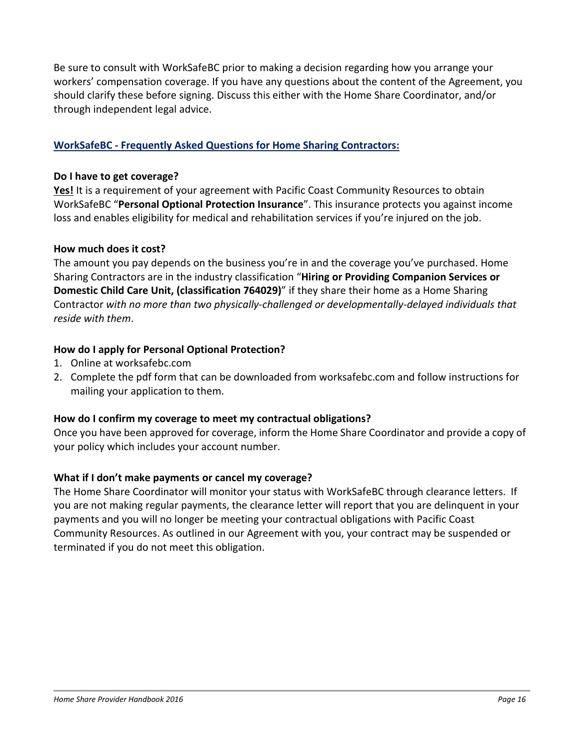Be sure to consult with WorkSafeBC prior to making a decision regarding how you arrange your workers' compensation coverage. If you have any questions about the content of the Agreement, you should clarify these before signing. Discuss this either with the Home Share Coordinator, and/or through independent legal advice.

## WorkSafeBC - Frequently Asked Questions for Home Sharing Contractors:

**Do I have to get coverage?**

**Yes!** It is a requirement of your agreement with Pacific Coast Community Resources to obtain WorkSafeBC "**Personal Optional Protection Insurance**". This insurance protects you against income loss and enables eligibility for medical and rehabilitation services if you're injured on the job.

**How much does it cost?**

The amount you pay depends on the business you're in and the coverage you've purchased. Home Sharing Contractors are in the industry classification "**Hiring or Providing Companion Services or Domestic Child Care Unit, (classification 764029)**" if they share their home as a Home Sharing Contractor *with no more than two physically-challenged or developmentally-delayed individuals that reside with them*.

**How do I apply for Personal Optional Protection?**

1. Online at worksafebc.com
2. Complete the pdf form that can be downloaded from worksafebc.com and follow instructions for mailing your application to them.

**How do I confirm my coverage to meet my contractual obligations?**

Once you have been approved for coverage, inform the Home Share Coordinator and provide a copy of your policy which includes your account number.

**What if I don't make payments or cancel my coverage?**

The Home Share Coordinator will monitor your status with WorkSafeBC through clearance letters. If you are not making regular payments, the clearance letter will report that you are delinquent in your payments and you will no longer be meeting your contractual obligations with Pacific Coast Community Resources. As outlined in our Agreement with you, your contract may be suspended or terminated if you do not meet this obligation.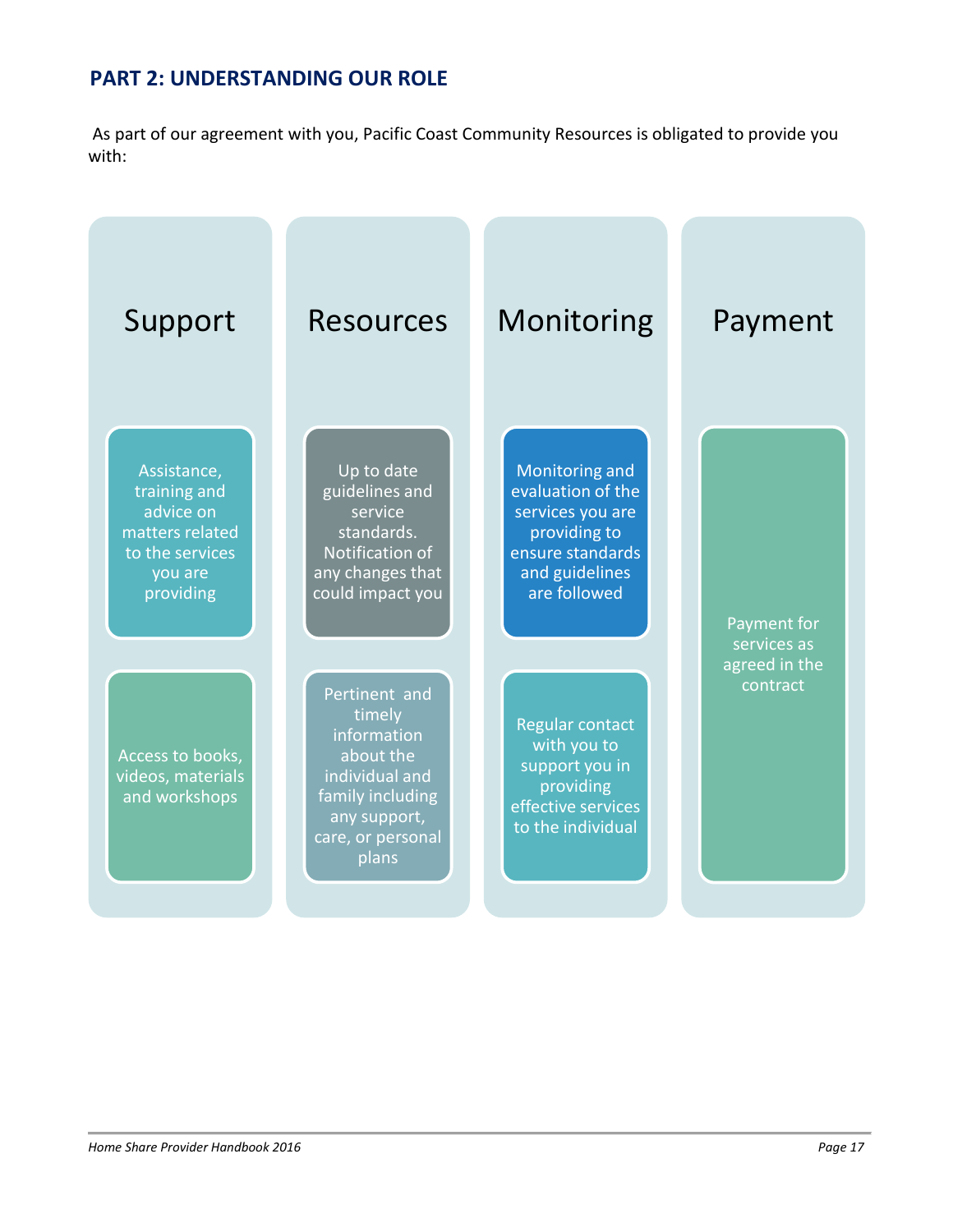## PART 2: UNDERSTANDING OUR ROLE

As part of our agreement with you, Pacific Coast Community Resources is obligated to provide you with:

### Support

- Assistance, training and advice on matters related to the services you are providing
- Access to books, videos, materials and workshops

### Resources

- Up to date guidelines and service standards. Notification of any changes that could impact you
- Pertinent and timely information about the individual and family including any support, care, or personal plans

### Monitoring

- Monitoring and evaluation of the services you are providing to ensure standards and guidelines are followed
- Regular contact with you to support you in providing effective services to the individual

### Payment

- Payment for services as agreed in the contract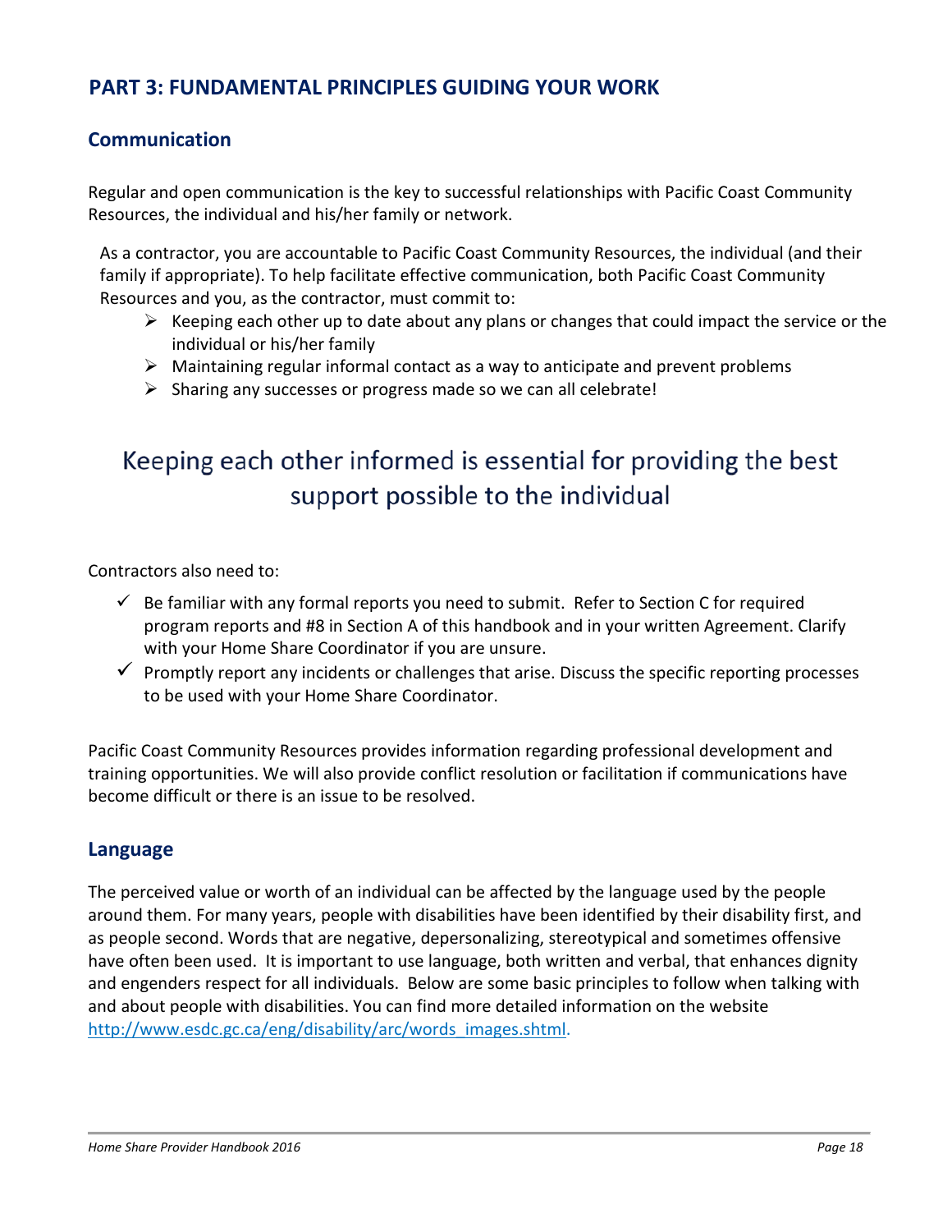## PART 3: FUNDAMENTAL PRINCIPLES GUIDING YOUR WORK

### Communication

Regular and open communication is the key to successful relationships with Pacific Coast Community Resources, the individual and his/her family or network.

As a contractor, you are accountable to Pacific Coast Community Resources, the individual (and their family if appropriate). To help facilitate effective communication, both Pacific Coast Community Resources and you, as the contractor, must commit to:

- Keeping each other up to date about any plans or changes that could impact the service or the individual or his/her family
- Maintaining regular informal contact as a way to anticipate and prevent problems
- Sharing any successes or progress made so we can all celebrate!

**Keeping each other informed is essential for providing the best support possible to the individual**

Contractors also need to:

- ✓ Be familiar with any formal reports you need to submit. Refer to Section C for required program reports and #8 in Section A of this handbook and in your written Agreement. Clarify with your Home Share Coordinator if you are unsure.
- ✓ Promptly report any incidents or challenges that arise. Discuss the specific reporting processes to be used with your Home Share Coordinator.

Pacific Coast Community Resources provides information regarding professional development and training opportunities. We will also provide conflict resolution or facilitation if communications have become difficult or there is an issue to be resolved.

### Language

The perceived value or worth of an individual can be affected by the language used by the people around them. For many years, people with disabilities have been identified by their disability first, and as people second. Words that are negative, depersonalizing, stereotypical and sometimes offensive have often been used. It is important to use language, both written and verbal, that enhances dignity and engenders respect for all individuals. Below are some basic principles to follow when talking with and about people with disabilities. You can find more detailed information on the website http://www.esdc.gc.ca/eng/disability/arc/words_images.shtml.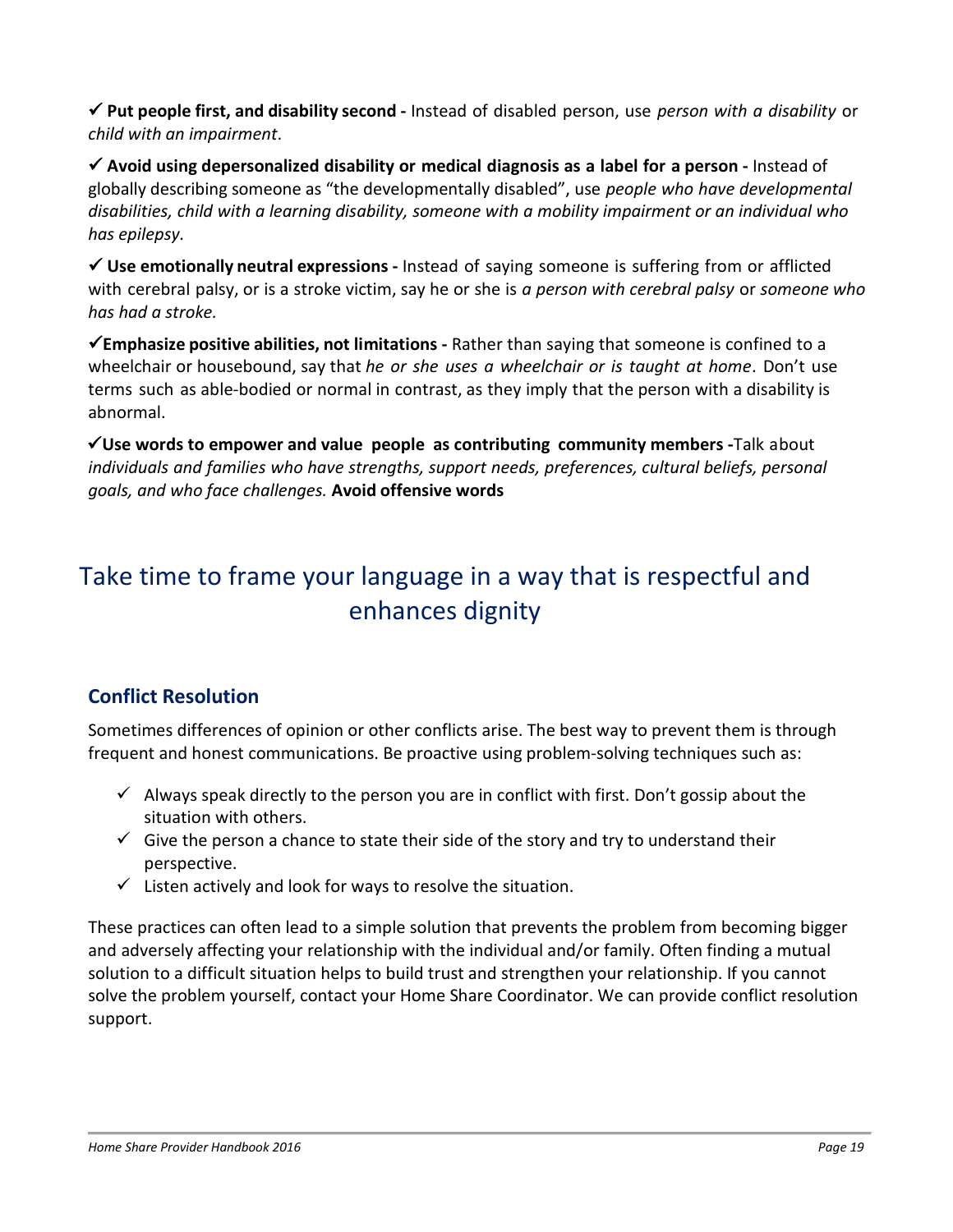✓ **Put people first, and disability second -** Instead of disabled person, use *person with a disability* or *child with an impairment*.

✓ **Avoid using depersonalized disability or medical diagnosis as a label for a person -** Instead of globally describing someone as “the developmentally disabled”, use *people who have developmental disabilities, child with a learning disability, someone with a mobility impairment or an individual who has epilepsy.*

✓ **Use emotionally neutral expressions -** Instead of saying someone is suffering from or afflicted with cerebral palsy, or is a stroke victim, say he or she is *a person with cerebral palsy* or *someone who has had a stroke.*

✓ **Emphasize positive abilities, not limitations -** Rather than saying that someone is confined to a wheelchair or housebound, say that *he or she uses a wheelchair or is taught at home*. Don’t use terms such as able-bodied or normal in contrast, as they imply that the person with a disability is abnormal.

✓ **Use words to empower and value people as contributing community members -** Talk about *individuals and families who have strengths, support needs, preferences, cultural beliefs, personal goals, and who face challenges.* **Avoid offensive words**

## Take time to frame your language in a way that is respectful and enhances dignity

### Conflict Resolution

Sometimes differences of opinion or other conflicts arise. The best way to prevent them is through frequent and honest communications. Be proactive using problem-solving techniques such as:

- ✓ Always speak directly to the person you are in conflict with first. Don’t gossip about the situation with others.
- ✓ Give the person a chance to state their side of the story and try to understand their perspective.
- ✓ Listen actively and look for ways to resolve the situation.

These practices can often lead to a simple solution that prevents the problem from becoming bigger and adversely affecting your relationship with the individual and/or family. Often finding a mutual solution to a difficult situation helps to build trust and strengthen your relationship. If you cannot solve the problem yourself, contact your Home Share Coordinator. We can provide conflict resolution support.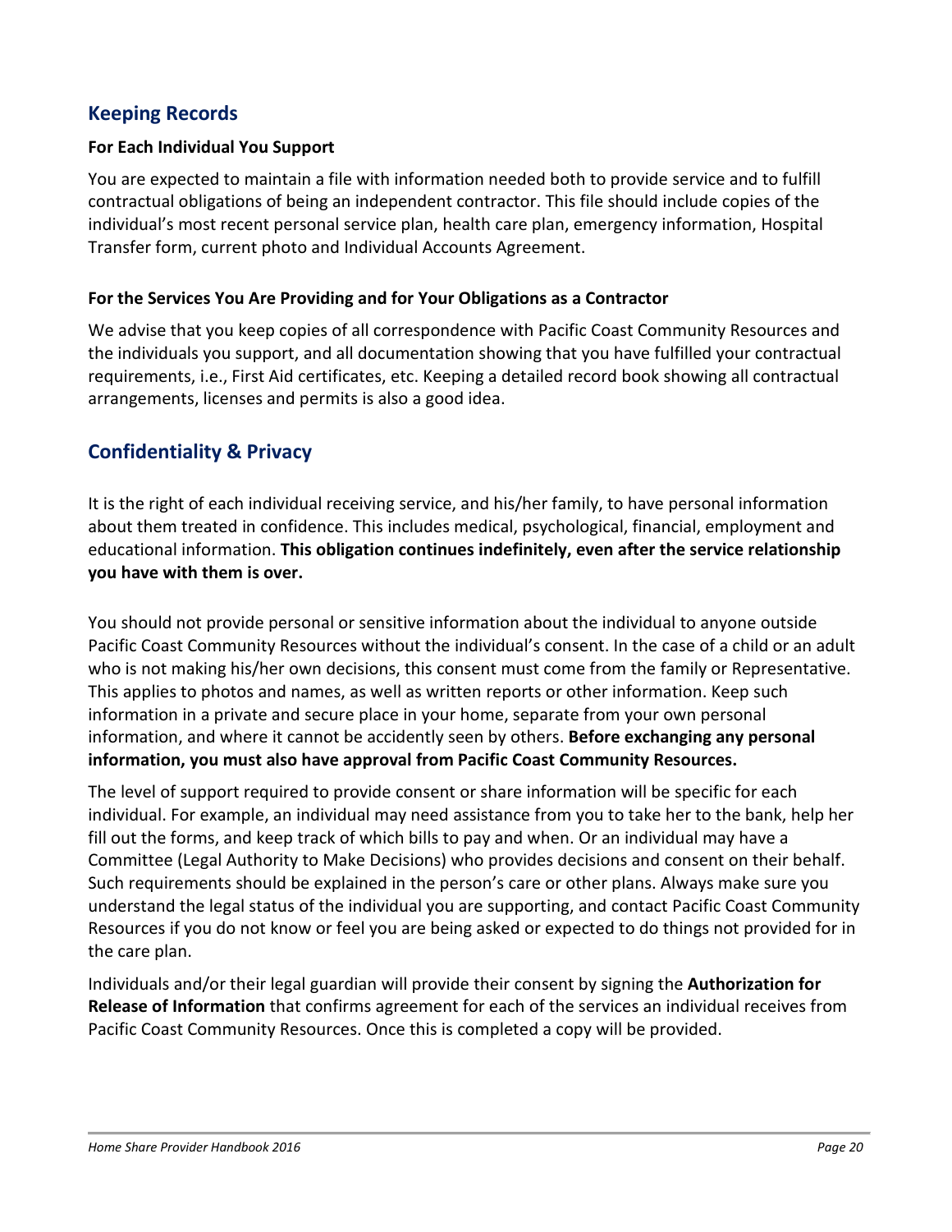## Keeping Records

### For Each Individual You Support

You are expected to maintain a file with information needed both to provide service and to fulfill contractual obligations of being an independent contractor. This file should include copies of the individual's most recent personal service plan, health care plan, emergency information, Hospital Transfer form, current photo and Individual Accounts Agreement.

### For the Services You Are Providing and for Your Obligations as a Contractor

We advise that you keep copies of all correspondence with Pacific Coast Community Resources and the individuals you support, and all documentation showing that you have fulfilled your contractual requirements, i.e., First Aid certificates, etc. Keeping a detailed record book showing all contractual arrangements, licenses and permits is also a good idea.

## Confidentiality & Privacy

It is the right of each individual receiving service, and his/her family, to have personal information about them treated in confidence. This includes medical, psychological, financial, employment and educational information. **This obligation continues indefinitely, even after the service relationship you have with them is over.**

You should not provide personal or sensitive information about the individual to anyone outside Pacific Coast Community Resources without the individual's consent. In the case of a child or an adult who is not making his/her own decisions, this consent must come from the family or Representative. This applies to photos and names, as well as written reports or other information. Keep such information in a private and secure place in your home, separate from your own personal information, and where it cannot be accidently seen by others. **Before exchanging any personal information, you must also have approval from Pacific Coast Community Resources.**

The level of support required to provide consent or share information will be specific for each individual. For example, an individual may need assistance from you to take her to the bank, help her fill out the forms, and keep track of which bills to pay and when. Or an individual may have a Committee (Legal Authority to Make Decisions) who provides decisions and consent on their behalf. Such requirements should be explained in the person's care or other plans. Always make sure you understand the legal status of the individual you are supporting, and contact Pacific Coast Community Resources if you do not know or feel you are being asked or expected to do things not provided for in the care plan.

Individuals and/or their legal guardian will provide their consent by signing the **Authorization for Release of Information** that confirms agreement for each of the services an individual receives from Pacific Coast Community Resources. Once this is completed a copy will be provided.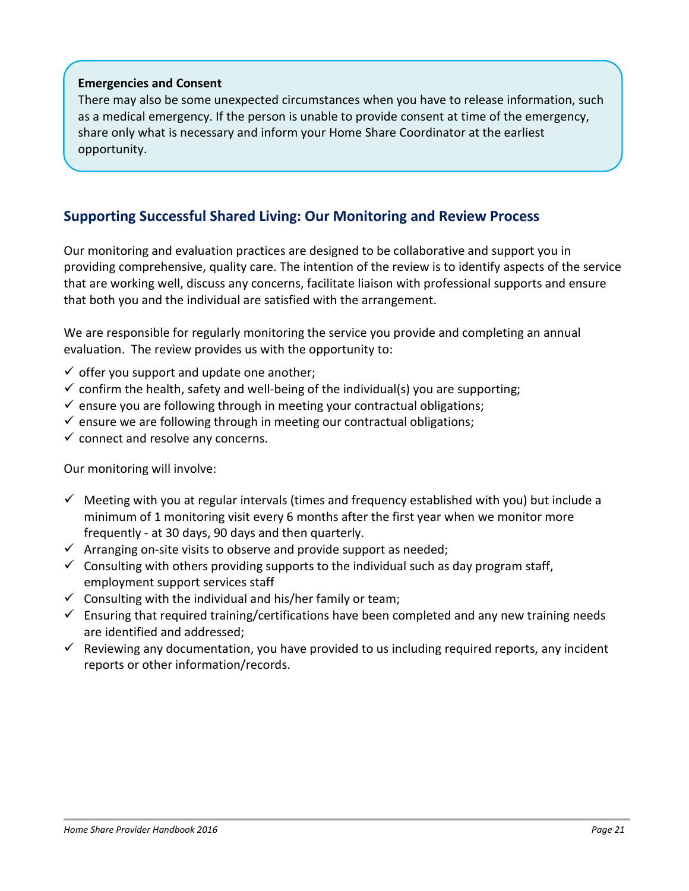**Emergencies and Consent**

There may also be some unexpected circumstances when you have to release information, such as a medical emergency. If the person is unable to provide consent at time of the emergency, share only what is necessary and inform your Home Share Coordinator at the earliest opportunity.

## Supporting Successful Shared Living: Our Monitoring and Review Process

Our monitoring and evaluation practices are designed to be collaborative and support you in providing comprehensive, quality care. The intention of the review is to identify aspects of the service that are working well, discuss any concerns, facilitate liaison with professional supports and ensure that both you and the individual are satisfied with the arrangement.

We are responsible for regularly monitoring the service you provide and completing an annual evaluation. The review provides us with the opportunity to:

- ✓ offer you support and update one another;
- ✓ confirm the health, safety and well-being of the individual(s) you are supporting;
- ✓ ensure you are following through in meeting your contractual obligations;
- ✓ ensure we are following through in meeting our contractual obligations;
- ✓ connect and resolve any concerns.

Our monitoring will involve:

- ✓ Meeting with you at regular intervals (times and frequency established with you) but include a minimum of 1 monitoring visit every 6 months after the first year when we monitor more frequently - at 30 days, 90 days and then quarterly.
- ✓ Arranging on-site visits to observe and provide support as needed;
- ✓ Consulting with others providing supports to the individual such as day program staff, employment support services staff
- ✓ Consulting with the individual and his/her family or team;
- ✓ Ensuring that required training/certifications have been completed and any new training needs are identified and addressed;
- ✓ Reviewing any documentation, you have provided to us including required reports, any incident reports or other information/records.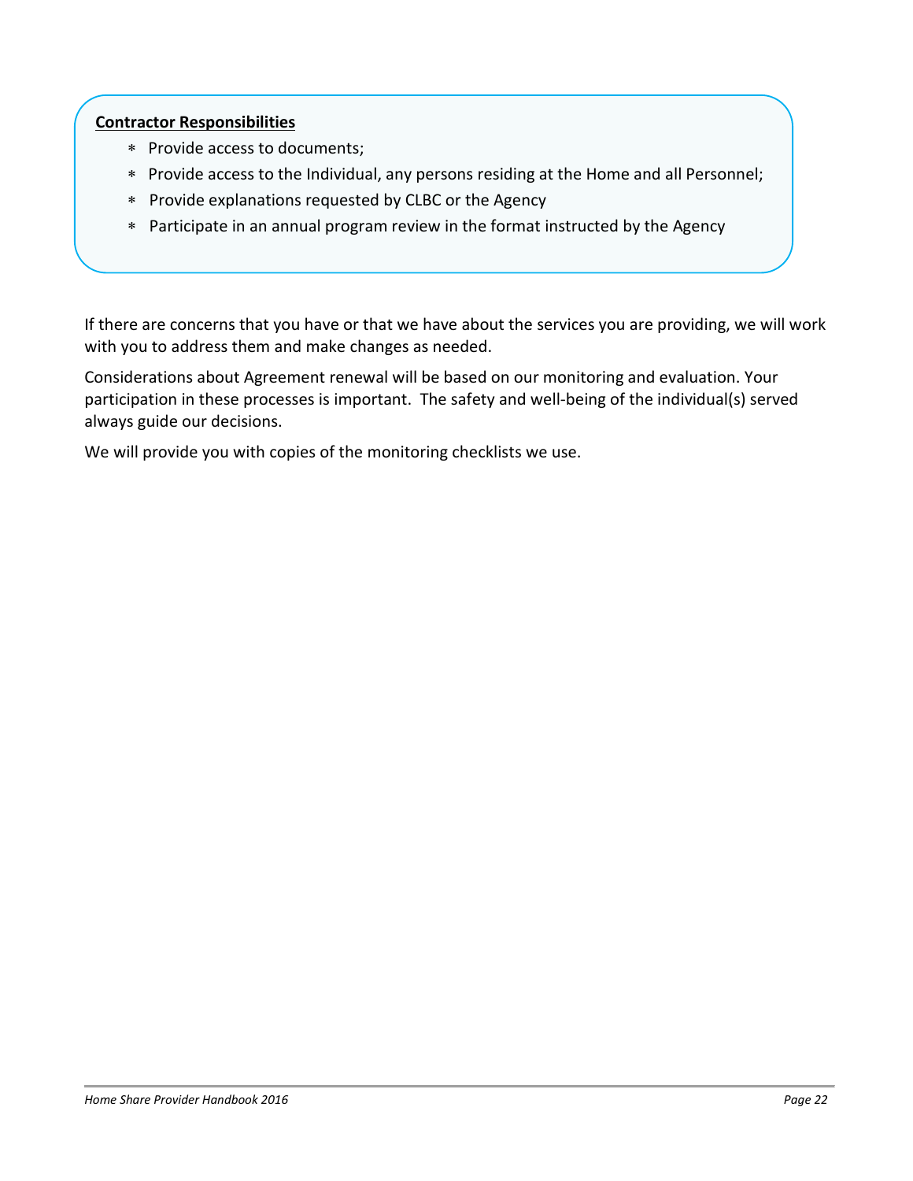**Contractor Responsibilities**

- Provide access to documents;
- Provide access to the Individual, any persons residing at the Home and all Personnel;
- Provide explanations requested by CLBC or the Agency
- Participate in an annual program review in the format instructed by the Agency

If there are concerns that you have or that we have about the services you are providing, we will work with you to address them and make changes as needed.

Considerations about Agreement renewal will be based on our monitoring and evaluation. Your participation in these processes is important. The safety and well-being of the individual(s) served always guide our decisions.

We will provide you with copies of the monitoring checklists we use.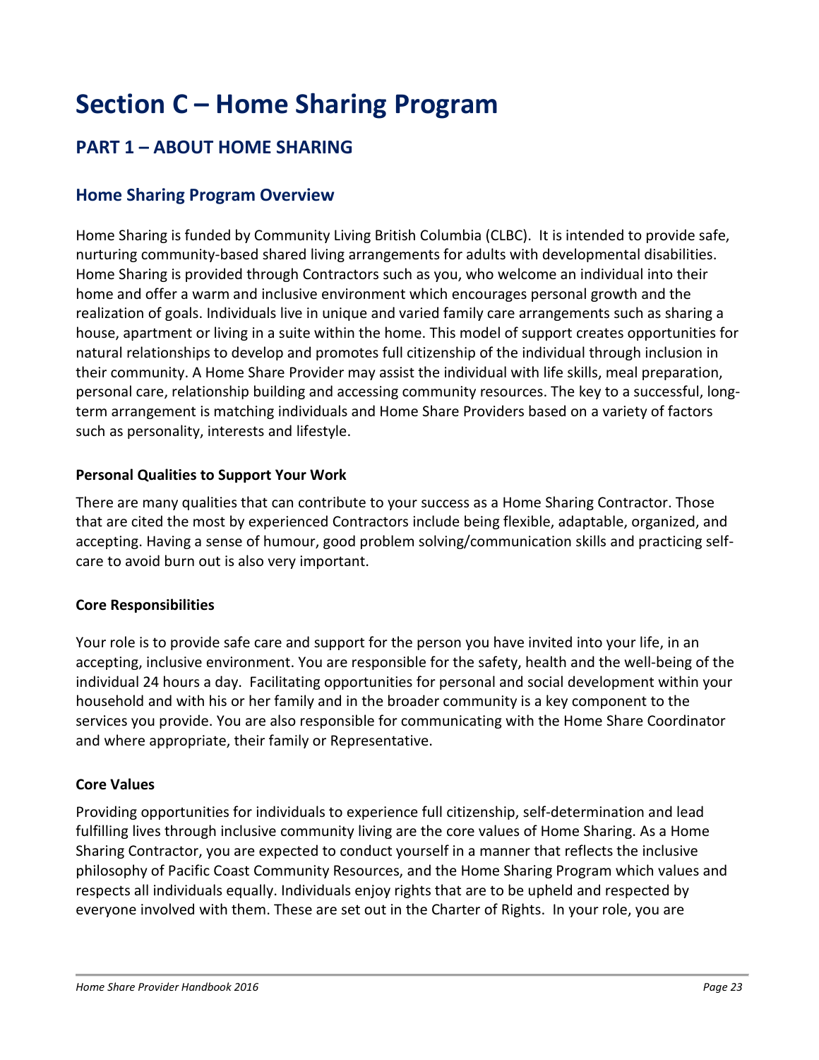# Section C – Home Sharing Program

## PART 1 – ABOUT HOME SHARING

### Home Sharing Program Overview

Home Sharing is funded by Community Living British Columbia (CLBC). It is intended to provide safe, nurturing community-based shared living arrangements for adults with developmental disabilities. Home Sharing is provided through Contractors such as you, who welcome an individual into their home and offer a warm and inclusive environment which encourages personal growth and the realization of goals. Individuals live in unique and varied family care arrangements such as sharing a house, apartment or living in a suite within the home. This model of support creates opportunities for natural relationships to develop and promotes full citizenship of the individual through inclusion in their community. A Home Share Provider may assist the individual with life skills, meal preparation, personal care, relationship building and accessing community resources. The key to a successful, long-term arrangement is matching individuals and Home Share Providers based on a variety of factors such as personality, interests and lifestyle.

**Personal Qualities to Support Your Work**

There are many qualities that can contribute to your success as a Home Sharing Contractor. Those that are cited the most by experienced Contractors include being flexible, adaptable, organized, and accepting. Having a sense of humour, good problem solving/communication skills and practicing self-care to avoid burn out is also very important.

**Core Responsibilities**

Your role is to provide safe care and support for the person you have invited into your life, in an accepting, inclusive environment. You are responsible for the safety, health and the well-being of the individual 24 hours a day. Facilitating opportunities for personal and social development within your household and with his or her family and in the broader community is a key component to the services you provide. You are also responsible for communicating with the Home Share Coordinator and where appropriate, their family or Representative.

**Core Values**

Providing opportunities for individuals to experience full citizenship, self-determination and lead fulfilling lives through inclusive community living are the core values of Home Sharing. As a Home Sharing Contractor, you are expected to conduct yourself in a manner that reflects the inclusive philosophy of Pacific Coast Community Resources, and the Home Sharing Program which values and respects all individuals equally. Individuals enjoy rights that are to be upheld and respected by everyone involved with them. These are set out in the Charter of Rights. In your role, you are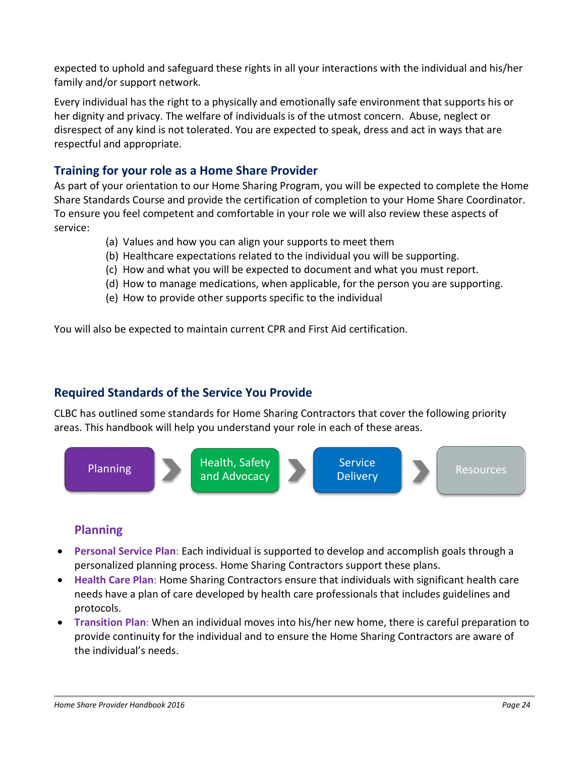expected to uphold and safeguard these rights in all your interactions with the individual and his/her family and/or support network.

Every individual has the right to a physically and emotionally safe environment that supports his or her dignity and privacy. The welfare of individuals is of the utmost concern. Abuse, neglect or disrespect of any kind is not tolerated. You are expected to speak, dress and act in ways that are respectful and appropriate.

## Training for your role as a Home Share Provider

As part of your orientation to our Home Sharing Program, you will be expected to complete the Home Share Standards Course and provide the certification of completion to your Home Share Coordinator. To ensure you feel competent and comfortable in your role we will also review these aspects of service:

(a) Values and how you can align your supports to meet them
(b) Healthcare expectations related to the individual you will be supporting.
(c) How and what you will be expected to document and what you must report.
(d) How to manage medications, when applicable, for the person you are supporting.
(e) How to provide other supports specific to the individual

You will also be expected to maintain current CPR and First Aid certification.

## Required Standards of the Service You Provide

CLBC has outlined some standards for Home Sharing Contractors that cover the following priority areas. This handbook will help you understand your role in each of these areas.

Planning → Health, Safety and Advocacy → Service Delivery → Resources

### Planning

- **Personal Service Plan**: Each individual is supported to develop and accomplish goals through a personalized planning process. Home Sharing Contractors support these plans.
- **Health Care Plan**: Home Sharing Contractors ensure that individuals with significant health care needs have a plan of care developed by health care professionals that includes guidelines and protocols.
- **Transition Plan**: When an individual moves into his/her new home, there is careful preparation to provide continuity for the individual and to ensure the Home Sharing Contractors are aware of the individual's needs.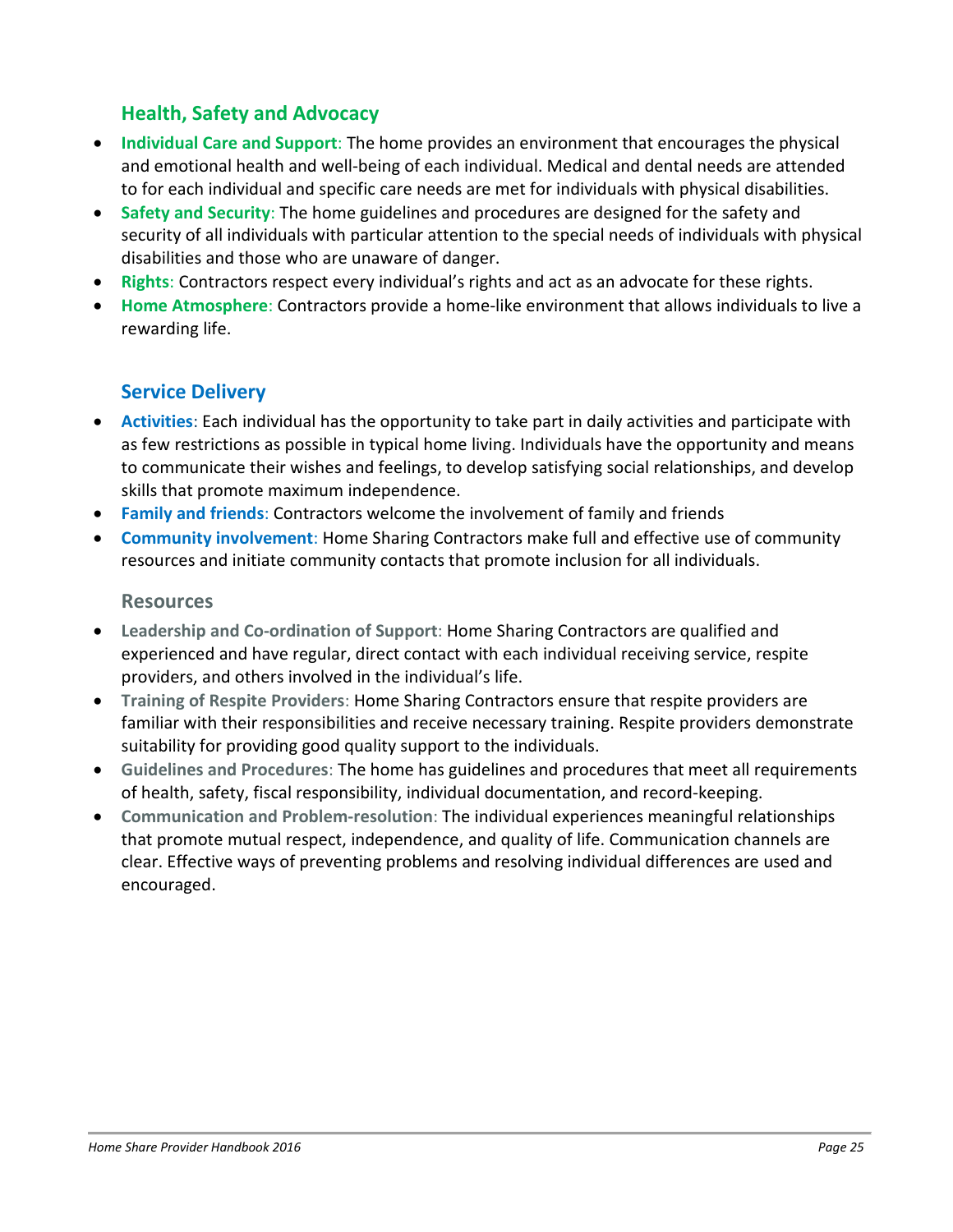## Health, Safety and Advocacy

- **Individual Care and Support**: The home provides an environment that encourages the physical and emotional health and well-being of each individual. Medical and dental needs are attended to for each individual and specific care needs are met for individuals with physical disabilities.
- **Safety and Security**: The home guidelines and procedures are designed for the safety and security of all individuals with particular attention to the special needs of individuals with physical disabilities and those who are unaware of danger.
- **Rights**: Contractors respect every individual's rights and act as an advocate for these rights.
- **Home Atmosphere**: Contractors provide a home-like environment that allows individuals to live a rewarding life.

## Service Delivery

- **Activities**: Each individual has the opportunity to take part in daily activities and participate with as few restrictions as possible in typical home living. Individuals have the opportunity and means to communicate their wishes and feelings, to develop satisfying social relationships, and develop skills that promote maximum independence.
- **Family and friends**: Contractors welcome the involvement of family and friends
- **Community involvement**: Home Sharing Contractors make full and effective use of community resources and initiate community contacts that promote inclusion for all individuals.

## Resources

- **Leadership and Co-ordination of Support**: Home Sharing Contractors are qualified and experienced and have regular, direct contact with each individual receiving service, respite providers, and others involved in the individual's life.
- **Training of Respite Providers**: Home Sharing Contractors ensure that respite providers are familiar with their responsibilities and receive necessary training. Respite providers demonstrate suitability for providing good quality support to the individuals.
- **Guidelines and Procedures**: The home has guidelines and procedures that meet all requirements of health, safety, fiscal responsibility, individual documentation, and record-keeping.
- **Communication and Problem-resolution**: The individual experiences meaningful relationships that promote mutual respect, independence, and quality of life. Communication channels are clear. Effective ways of preventing problems and resolving individual differences are used and encouraged.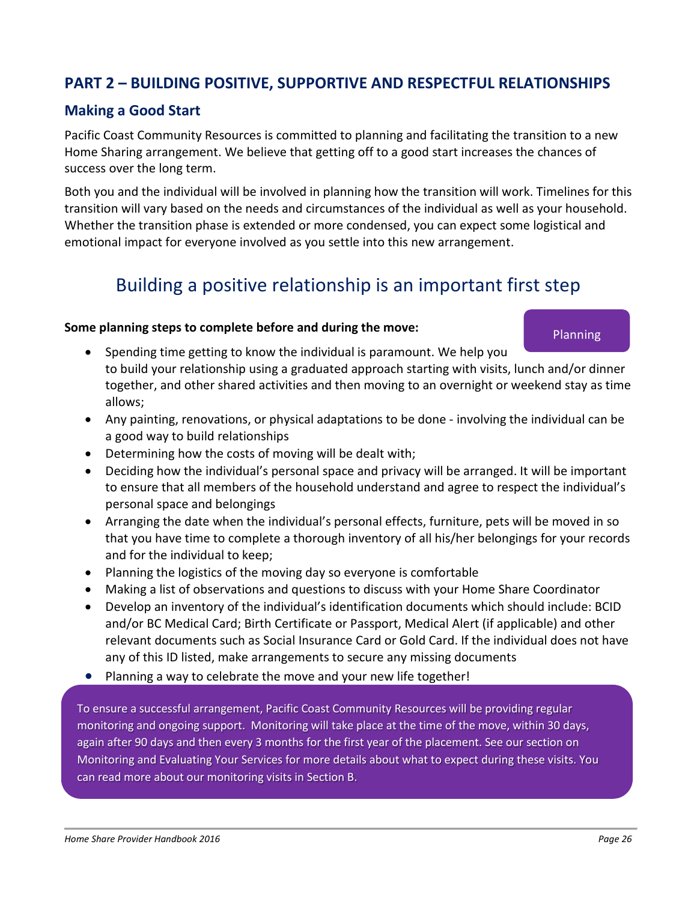## PART 2 – BUILDING POSITIVE, SUPPORTIVE AND RESPECTFUL RELATIONSHIPS

### Making a Good Start

Pacific Coast Community Resources is committed to planning and facilitating the transition to a new Home Sharing arrangement. We believe that getting off to a good start increases the chances of success over the long term.

Both you and the individual will be involved in planning how the transition will work. Timelines for this transition will vary based on the needs and circumstances of the individual as well as your household. Whether the transition phase is extended or more condensed, you can expect some logistical and emotional impact for everyone involved as you settle into this new arrangement.

## Building a positive relationship is an important first step

Planning

**Some planning steps to complete before and during the move:**

- Spending time getting to know the individual is paramount. We help you to build your relationship using a graduated approach starting with visits, lunch and/or dinner together, and other shared activities and then moving to an overnight or weekend stay as time allows;
- Any painting, renovations, or physical adaptations to be done - involving the individual can be a good way to build relationships
- Determining how the costs of moving will be dealt with;
- Deciding how the individual's personal space and privacy will be arranged. It will be important to ensure that all members of the household understand and agree to respect the individual's personal space and belongings
- Arranging the date when the individual's personal effects, furniture, pets will be moved in so that you have time to complete a thorough inventory of all his/her belongings for your records and for the individual to keep;
- Planning the logistics of the moving day so everyone is comfortable
- Making a list of observations and questions to discuss with your Home Share Coordinator
- Develop an inventory of the individual's identification documents which should include: BCID and/or BC Medical Card; Birth Certificate or Passport, Medical Alert (if applicable) and other relevant documents such as Social Insurance Card or Gold Card. If the individual does not have any of this ID listed, make arrangements to secure any missing documents
- Planning a way to celebrate the move and your new life together!

To ensure a successful arrangement, Pacific Coast Community Resources will be providing regular monitoring and ongoing support. Monitoring will take place at the time of the move, within 30 days, again after 90 days and then every 3 months for the first year of the placement. See our section on Monitoring and Evaluating Your Services for more details about what to expect during these visits. You can read more about our monitoring visits in Section B.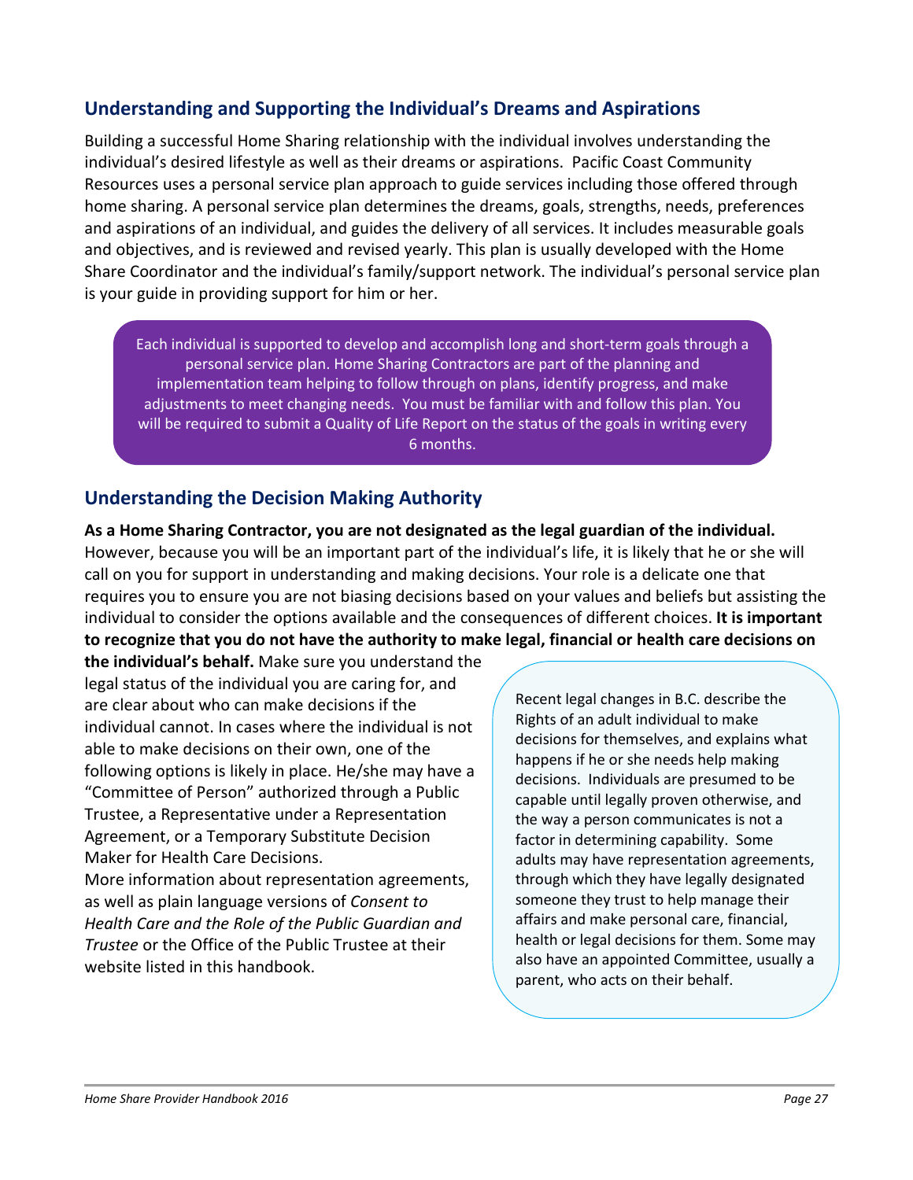## Understanding and Supporting the Individual's Dreams and Aspirations

Building a successful Home Sharing relationship with the individual involves understanding the individual's desired lifestyle as well as their dreams or aspirations. Pacific Coast Community Resources uses a personal service plan approach to guide services including those offered through home sharing. A personal service plan determines the dreams, goals, strengths, needs, preferences and aspirations of an individual, and guides the delivery of all services. It includes measurable goals and objectives, and is reviewed and revised yearly. This plan is usually developed with the Home Share Coordinator and the individual's family/support network. The individual's personal service plan is your guide in providing support for him or her.

> Each individual is supported to develop and accomplish long and short-term goals through a personal service plan. Home Sharing Contractors are part of the planning and implementation team helping to follow through on plans, identify progress, and make adjustments to meet changing needs. You must be familiar with and follow this plan. You will be required to submit a Quality of Life Report on the status of the goals in writing every 6 months.

## Understanding the Decision Making Authority

**As a Home Sharing Contractor, you are not designated as the legal guardian of the individual.** However, because you will be an important part of the individual's life, it is likely that he or she will call on you for support in understanding and making decisions. Your role is a delicate one that requires you to ensure you are not biasing decisions based on your values and beliefs but assisting the individual to consider the options available and the consequences of different choices. **It is important to recognize that you do not have the authority to make legal, financial or health care decisions on the individual's behalf.** Make sure you understand the legal status of the individual you are caring for, and are clear about who can make decisions if the individual cannot. In cases where the individual is not able to make decisions on their own, one of the following options is likely in place. He/she may have a "Committee of Person" authorized through a Public Trustee, a Representative under a Representation Agreement, or a Temporary Substitute Decision Maker for Health Care Decisions.

More information about representation agreements, as well as plain language versions of *Consent to Health Care and the Role of the Public Guardian and Trustee* or the Office of the Public Trustee at their website listed in this handbook.

> Recent legal changes in B.C. describe the Rights of an adult individual to make decisions for themselves, and explains what happens if he or she needs help making decisions. Individuals are presumed to be capable until legally proven otherwise, and the way a person communicates is not a factor in determining capability. Some adults may have representation agreements, through which they have legally designated someone they trust to help manage their affairs and make personal care, financial, health or legal decisions for them. Some may also have an appointed Committee, usually a parent, who acts on their behalf.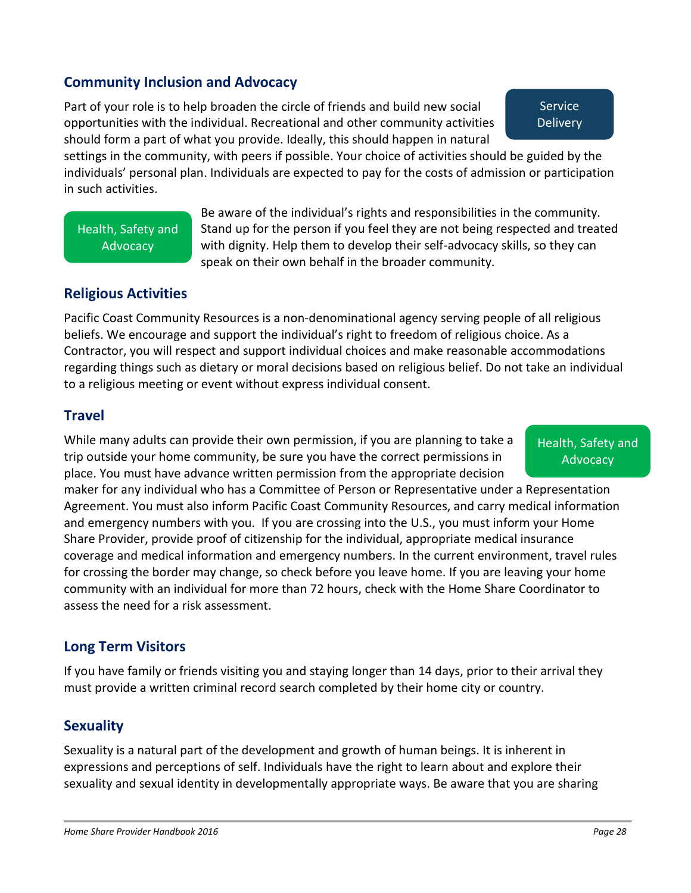## Community Inclusion and Advocacy

Service Delivery

Part of your role is to help broaden the circle of friends and build new social opportunities with the individual. Recreational and other community activities should form a part of what you provide. Ideally, this should happen in natural settings in the community, with peers if possible. Your choice of activities should be guided by the individuals' personal plan. Individuals are expected to pay for the costs of admission or participation in such activities.

Health, Safety and Advocacy

Be aware of the individual's rights and responsibilities in the community. Stand up for the person if you feel they are not being respected and treated with dignity. Help them to develop their self-advocacy skills, so they can speak on their own behalf in the broader community.

## Religious Activities

Pacific Coast Community Resources is a non-denominational agency serving people of all religious beliefs. We encourage and support the individual's right to freedom of religious choice. As a Contractor, you will respect and support individual choices and make reasonable accommodations regarding things such as dietary or moral decisions based on religious belief. Do not take an individual to a religious meeting or event without express individual consent.

## Travel

Health, Safety and Advocacy

While many adults can provide their own permission, if you are planning to take a trip outside your home community, be sure you have the correct permissions in place. You must have advance written permission from the appropriate decision maker for any individual who has a Committee of Person or Representative under a Representation Agreement. You must also inform Pacific Coast Community Resources, and carry medical information and emergency numbers with you. If you are crossing into the U.S., you must inform your Home Share Provider, provide proof of citizenship for the individual, appropriate medical insurance coverage and medical information and emergency numbers. In the current environment, travel rules for crossing the border may change, so check before you leave home. If you are leaving your home community with an individual for more than 72 hours, check with the Home Share Coordinator to assess the need for a risk assessment.

## Long Term Visitors

If you have family or friends visiting you and staying longer than 14 days, prior to their arrival they must provide a written criminal record search completed by their home city or country.

## Sexuality

Sexuality is a natural part of the development and growth of human beings. It is inherent in expressions and perceptions of self. Individuals have the right to learn about and explore their sexuality and sexual identity in developmentally appropriate ways. Be aware that you are sharing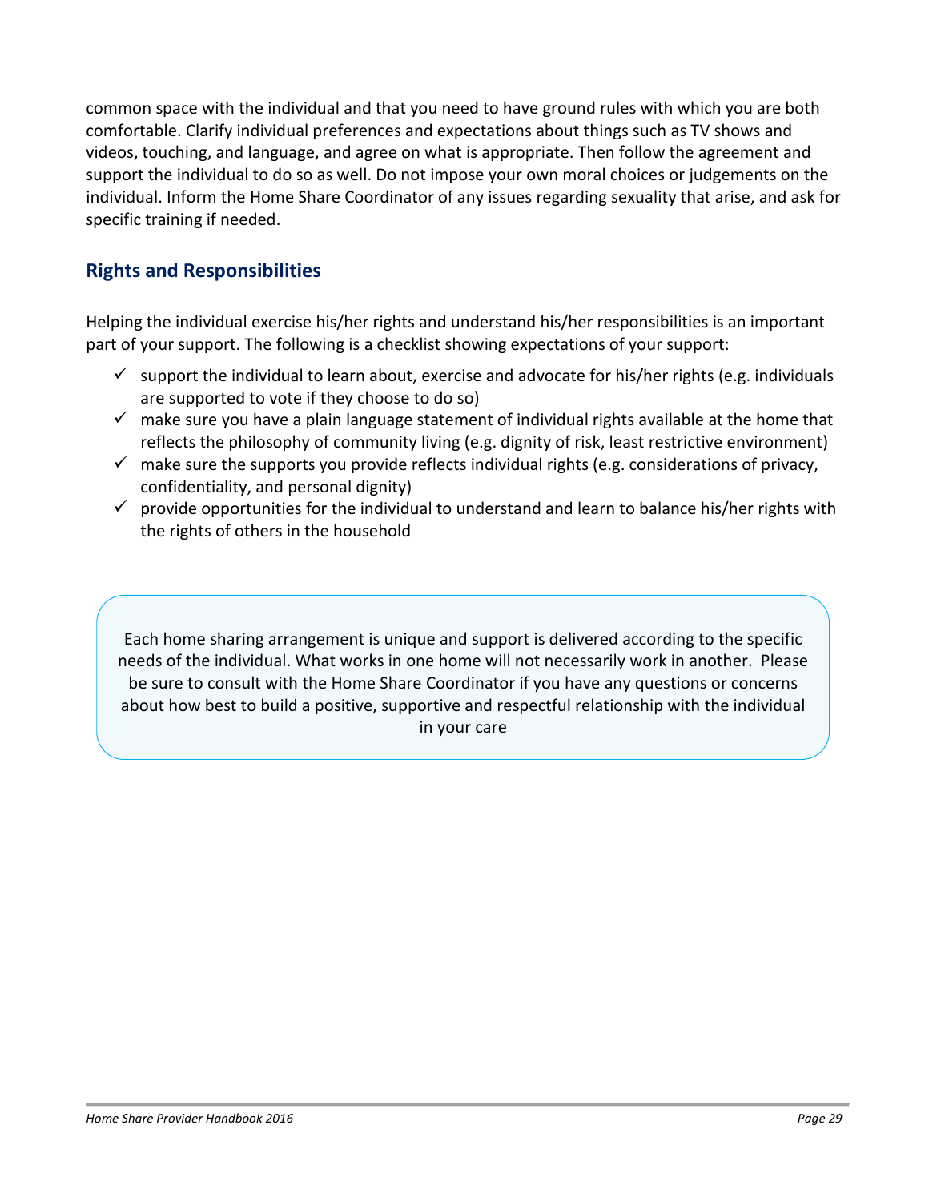common space with the individual and that you need to have ground rules with which you are both comfortable. Clarify individual preferences and expectations about things such as TV shows and videos, touching, and language, and agree on what is appropriate. Then follow the agreement and support the individual to do so as well. Do not impose your own moral choices or judgements on the individual. Inform the Home Share Coordinator of any issues regarding sexuality that arise, and ask for specific training if needed.

## Rights and Responsibilities

Helping the individual exercise his/her rights and understand his/her responsibilities is an important part of your support. The following is a checklist showing expectations of your support:

- ✓ support the individual to learn about, exercise and advocate for his/her rights (e.g. individuals are supported to vote if they choose to do so)
- ✓ make sure you have a plain language statement of individual rights available at the home that reflects the philosophy of community living (e.g. dignity of risk, least restrictive environment)
- ✓ make sure the supports you provide reflects individual rights (e.g. considerations of privacy, confidentiality, and personal dignity)
- ✓ provide opportunities for the individual to understand and learn to balance his/her rights with the rights of others in the household

> Each home sharing arrangement is unique and support is delivered according to the specific needs of the individual. What works in one home will not necessarily work in another. Please be sure to consult with the Home Share Coordinator if you have any questions or concerns about how best to build a positive, supportive and respectful relationship with the individual in your care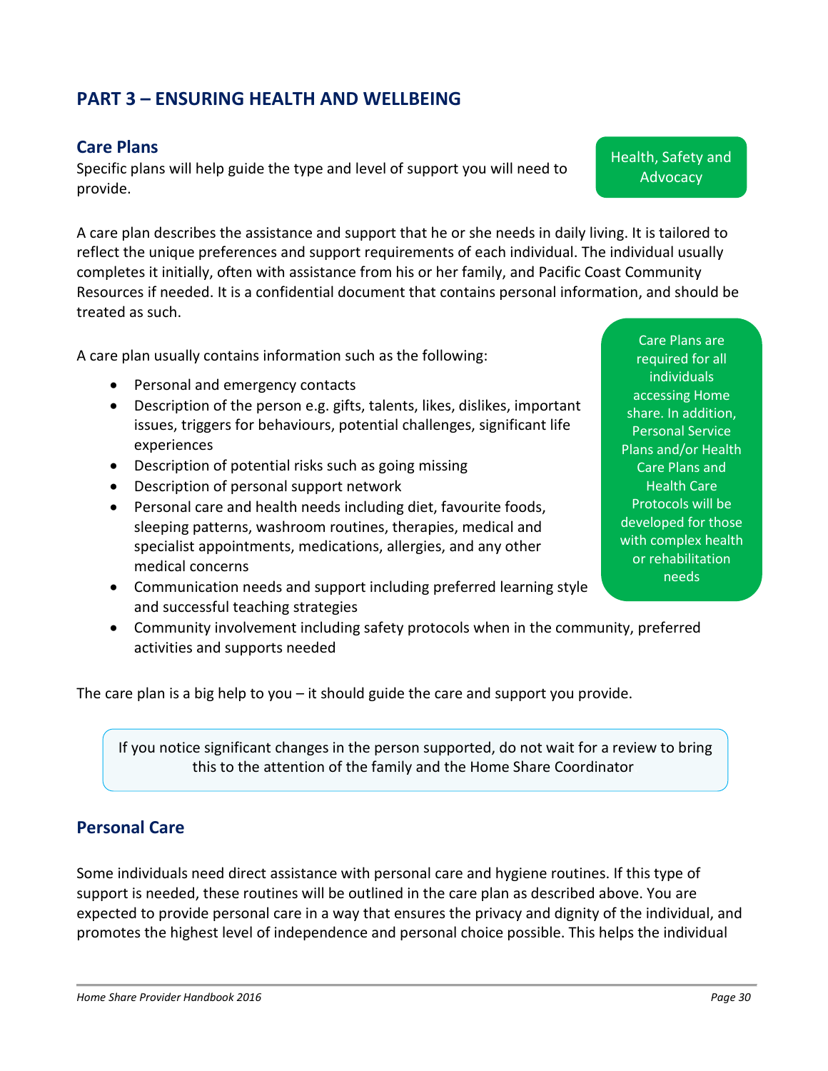## PART 3 – ENSURING HEALTH AND WELLBEING

### Care Plans

Health, Safety and Advocacy

Specific plans will help guide the type and level of support you will need to provide.

A care plan describes the assistance and support that he or she needs in daily living. It is tailored to reflect the unique preferences and support requirements of each individual. The individual usually completes it initially, often with assistance from his or her family, and Pacific Coast Community Resources if needed. It is a confidential document that contains personal information, and should be treated as such.

A care plan usually contains information such as the following:

- Personal and emergency contacts
- Description of the person e.g. gifts, talents, likes, dislikes, important issues, triggers for behaviours, potential challenges, significant life experiences
- Description of potential risks such as going missing
- Description of personal support network
- Personal care and health needs including diet, favourite foods, sleeping patterns, washroom routines, therapies, medical and specialist appointments, medications, allergies, and any other medical concerns
- Communication needs and support including preferred learning style and successful teaching strategies
- Community involvement including safety protocols when in the community, preferred activities and supports needed

Care Plans are required for all individuals accessing Home share. In addition, Personal Service Plans and/or Health Care Plans and Health Care Protocols will be developed for those with complex health or rehabilitation needs

The care plan is a big help to you – it should guide the care and support you provide.

> If you notice significant changes in the person supported, do not wait for a review to bring this to the attention of the family and the Home Share Coordinator

### Personal Care

Some individuals need direct assistance with personal care and hygiene routines. If this type of support is needed, these routines will be outlined in the care plan as described above. You are expected to provide personal care in a way that ensures the privacy and dignity of the individual, and promotes the highest level of independence and personal choice possible. This helps the individual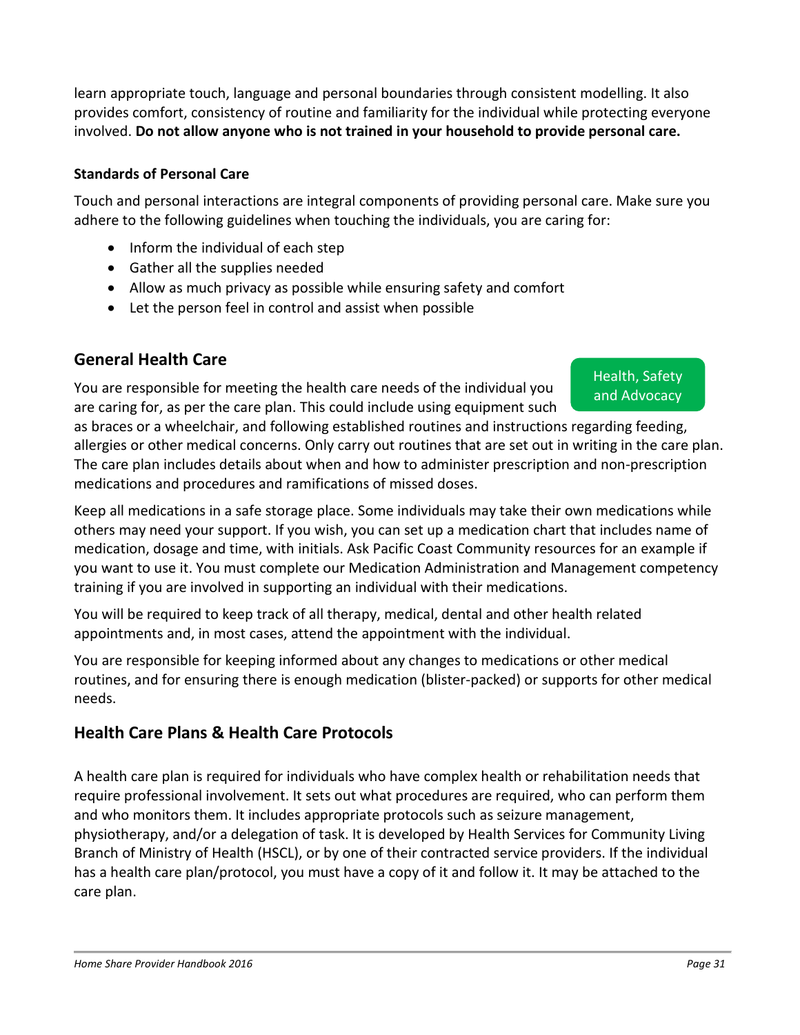learn appropriate touch, language and personal boundaries through consistent modelling. It also provides comfort, consistency of routine and familiarity for the individual while protecting everyone involved. **Do not allow anyone who is not trained in your household to provide personal care.**

#### Standards of Personal Care

Touch and personal interactions are integral components of providing personal care. Make sure you adhere to the following guidelines when touching the individuals, you are caring for:

- Inform the individual of each step
- Gather all the supplies needed
- Allow as much privacy as possible while ensuring safety and comfort
- Let the person feel in control and assist when possible

## General Health Care

Health, Safety and Advocacy

You are responsible for meeting the health care needs of the individual you are caring for, as per the care plan. This could include using equipment such as braces or a wheelchair, and following established routines and instructions regarding feeding, allergies or other medical concerns. Only carry out routines that are set out in writing in the care plan. The care plan includes details about when and how to administer prescription and non-prescription medications and procedures and ramifications of missed doses.

Keep all medications in a safe storage place. Some individuals may take their own medications while others may need your support. If you wish, you can set up a medication chart that includes name of medication, dosage and time, with initials. Ask Pacific Coast Community resources for an example if you want to use it. You must complete our Medication Administration and Management competency training if you are involved in supporting an individual with their medications.

You will be required to keep track of all therapy, medical, dental and other health related appointments and, in most cases, attend the appointment with the individual.

You are responsible for keeping informed about any changes to medications or other medical routines, and for ensuring there is enough medication (blister-packed) or supports for other medical needs.

## Health Care Plans & Health Care Protocols

A health care plan is required for individuals who have complex health or rehabilitation needs that require professional involvement. It sets out what procedures are required, who can perform them and who monitors them. It includes appropriate protocols such as seizure management, physiotherapy, and/or a delegation of task. It is developed by Health Services for Community Living Branch of Ministry of Health (HSCL), or by one of their contracted service providers. If the individual has a health care plan/protocol, you must have a copy of it and follow it. It may be attached to the care plan.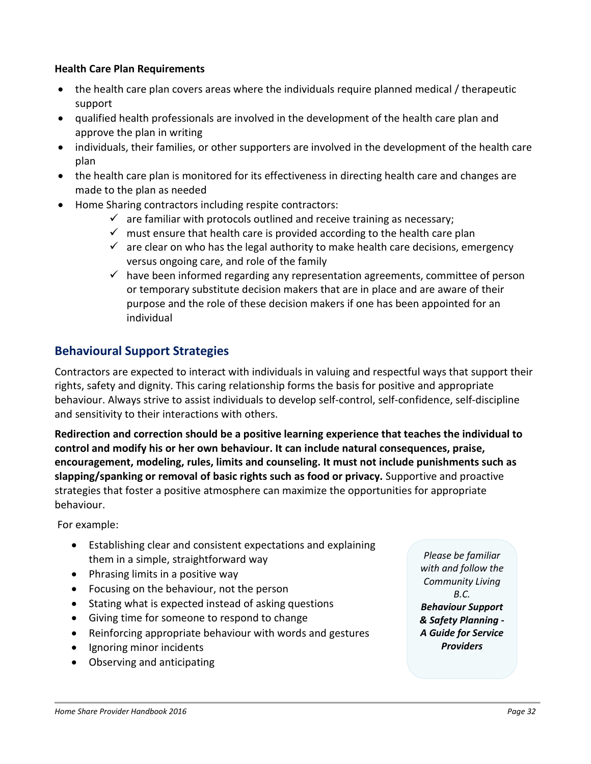**Health Care Plan Requirements**

- the health care plan covers areas where the individuals require planned medical / therapeutic support
- qualified health professionals are involved in the development of the health care plan and approve the plan in writing
- individuals, their families, or other supporters are involved in the development of the health care plan
- the health care plan is monitored for its effectiveness in directing health care and changes are made to the plan as needed
- Home Sharing contractors including respite contractors:
  - ✓ are familiar with protocols outlined and receive training as necessary;
  - ✓ must ensure that health care is provided according to the health care plan
  - ✓ are clear on who has the legal authority to make health care decisions, emergency versus ongoing care, and role of the family
  - ✓ have been informed regarding any representation agreements, committee of person or temporary substitute decision makers that are in place and are aware of their purpose and the role of these decision makers if one has been appointed for an individual

## Behavioural Support Strategies

Contractors are expected to interact with individuals in valuing and respectful ways that support their rights, safety and dignity. This caring relationship forms the basis for positive and appropriate behaviour. Always strive to assist individuals to develop self-control, self-confidence, self-discipline and sensitivity to their interactions with others.

**Redirection and correction should be a positive learning experience that teaches the individual to control and modify his or her own behaviour. It can include natural consequences, praise, encouragement, modeling, rules, limits and counseling. It must not include punishments such as slapping/spanking or removal of basic rights such as food or privacy.** Supportive and proactive strategies that foster a positive atmosphere can maximize the opportunities for appropriate behaviour.

For example:

- Establishing clear and consistent expectations and explaining them in a simple, straightforward way
- Phrasing limits in a positive way
- Focusing on the behaviour, not the person
- Stating what is expected instead of asking questions
- Giving time for someone to respond to change
- Reinforcing appropriate behaviour with words and gestures
- Ignoring minor incidents
- Observing and anticipating

*Please be familiar with and follow the Community Living B.C.* ***Behaviour Support & Safety Planning - A Guide for Service Providers***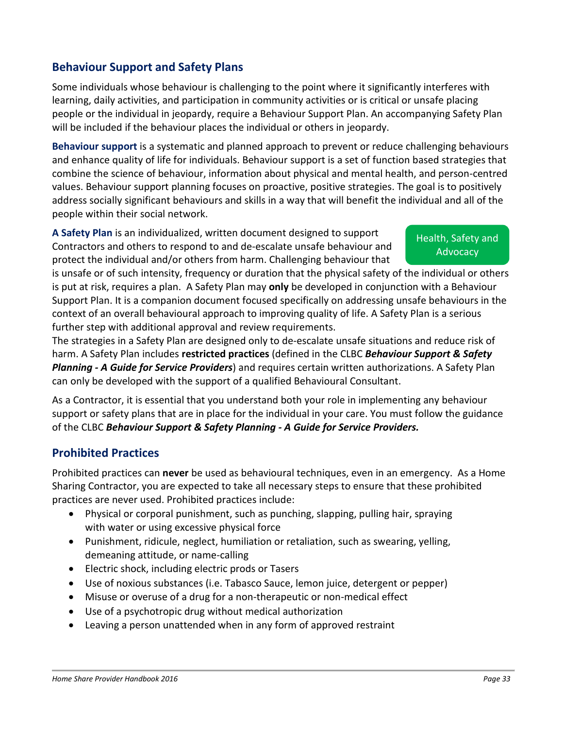## Behaviour Support and Safety Plans

Some individuals whose behaviour is challenging to the point where it significantly interferes with learning, daily activities, and participation in community activities or is critical or unsafe placing people or the individual in jeopardy, require a Behaviour Support Plan. An accompanying Safety Plan will be included if the behaviour places the individual or others in jeopardy.

**Behaviour support** is a systematic and planned approach to prevent or reduce challenging behaviours and enhance quality of life for individuals. Behaviour support is a set of function based strategies that combine the science of behaviour, information about physical and mental health, and person-centred values. Behaviour support planning focuses on proactive, positive strategies. The goal is to positively address socially significant behaviours and skills in a way that will benefit the individual and all of the people within their social network.

Health, Safety and Advocacy

**A Safety Plan** is an individualized, written document designed to support Contractors and others to respond to and de-escalate unsafe behaviour and protect the individual and/or others from harm. Challenging behaviour that is unsafe or of such intensity, frequency or duration that the physical safety of the individual or others is put at risk, requires a plan. A Safety Plan may **only** be developed in conjunction with a Behaviour Support Plan. It is a companion document focused specifically on addressing unsafe behaviours in the context of an overall behavioural approach to improving quality of life. A Safety Plan is a serious further step with additional approval and review requirements.

The strategies in a Safety Plan are designed only to de-escalate unsafe situations and reduce risk of harm. A Safety Plan includes **restricted practices** (defined in the CLBC ***Behaviour Support & Safety Planning - A Guide for Service Providers***) and requires certain written authorizations. A Safety Plan can only be developed with the support of a qualified Behavioural Consultant.

As a Contractor, it is essential that you understand both your role in implementing any behaviour support or safety plans that are in place for the individual in your care. You must follow the guidance of the CLBC ***Behaviour Support & Safety Planning - A Guide for Service Providers.***

## Prohibited Practices

Prohibited practices can **never** be used as behavioural techniques, even in an emergency. As a Home Sharing Contractor, you are expected to take all necessary steps to ensure that these prohibited practices are never used. Prohibited practices include:

- Physical or corporal punishment, such as punching, slapping, pulling hair, spraying with water or using excessive physical force
- Punishment, ridicule, neglect, humiliation or retaliation, such as swearing, yelling, demeaning attitude, or name-calling
- Electric shock, including electric prods or Tasers
- Use of noxious substances (i.e. Tabasco Sauce, lemon juice, detergent or pepper)
- Misuse or overuse of a drug for a non-therapeutic or non-medical effect
- Use of a psychotropic drug without medical authorization
- Leaving a person unattended when in any form of approved restraint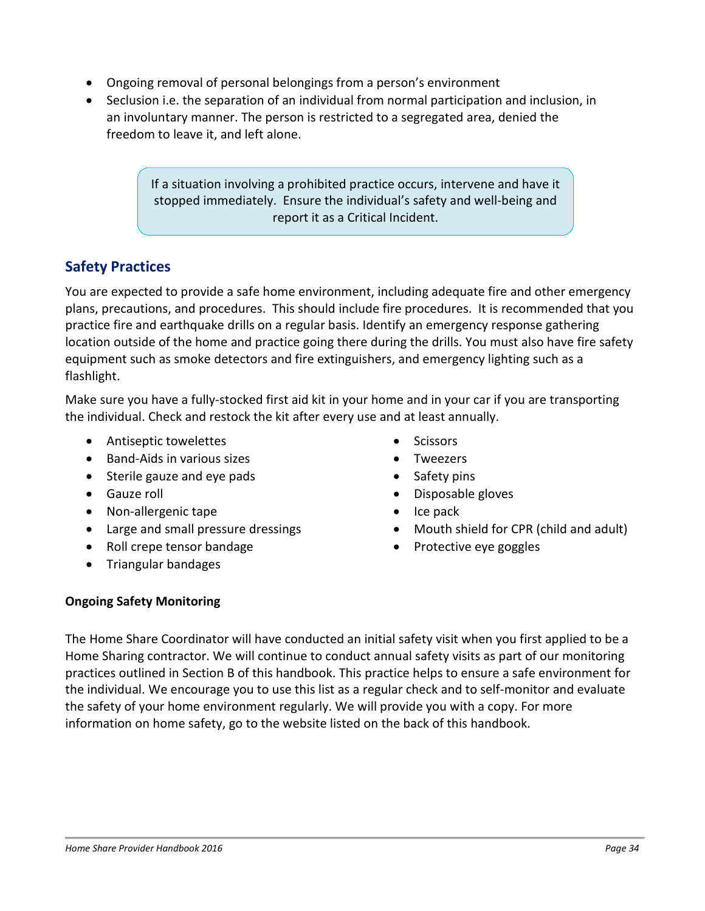- Ongoing removal of personal belongings from a person's environment
- Seclusion i.e. the separation of an individual from normal participation and inclusion, in an involuntary manner. The person is restricted to a segregated area, denied the freedom to leave it, and left alone.

> If a situation involving a prohibited practice occurs, intervene and have it stopped immediately. Ensure the individual's safety and well-being and report it as a Critical Incident.

## Safety Practices

You are expected to provide a safe home environment, including adequate fire and other emergency plans, precautions, and procedures. This should include fire procedures. It is recommended that you practice fire and earthquake drills on a regular basis. Identify an emergency response gathering location outside of the home and practice going there during the drills. You must also have fire safety equipment such as smoke detectors and fire extinguishers, and emergency lighting such as a flashlight.

Make sure you have a fully-stocked first aid kit in your home and in your car if you are transporting the individual. Check and restock the kit after every use and at least annually.

- Antiseptic towelettes
- Band-Aids in various sizes
- Sterile gauze and eye pads
- Gauze roll
- Non-allergenic tape
- Large and small pressure dressings
- Roll crepe tensor bandage
- Triangular bandages
- Scissors
- Tweezers
- Safety pins
- Disposable gloves
- Ice pack
- Mouth shield for CPR (child and adult)
- Protective eye goggles

**Ongoing Safety Monitoring**

The Home Share Coordinator will have conducted an initial safety visit when you first applied to be a Home Sharing contractor. We will continue to conduct annual safety visits as part of our monitoring practices outlined in Section B of this handbook. This practice helps to ensure a safe environment for the individual. We encourage you to use this list as a regular check and to self-monitor and evaluate the safety of your home environment regularly. We will provide you with a copy. For more information on home safety, go to the website listed on the back of this handbook.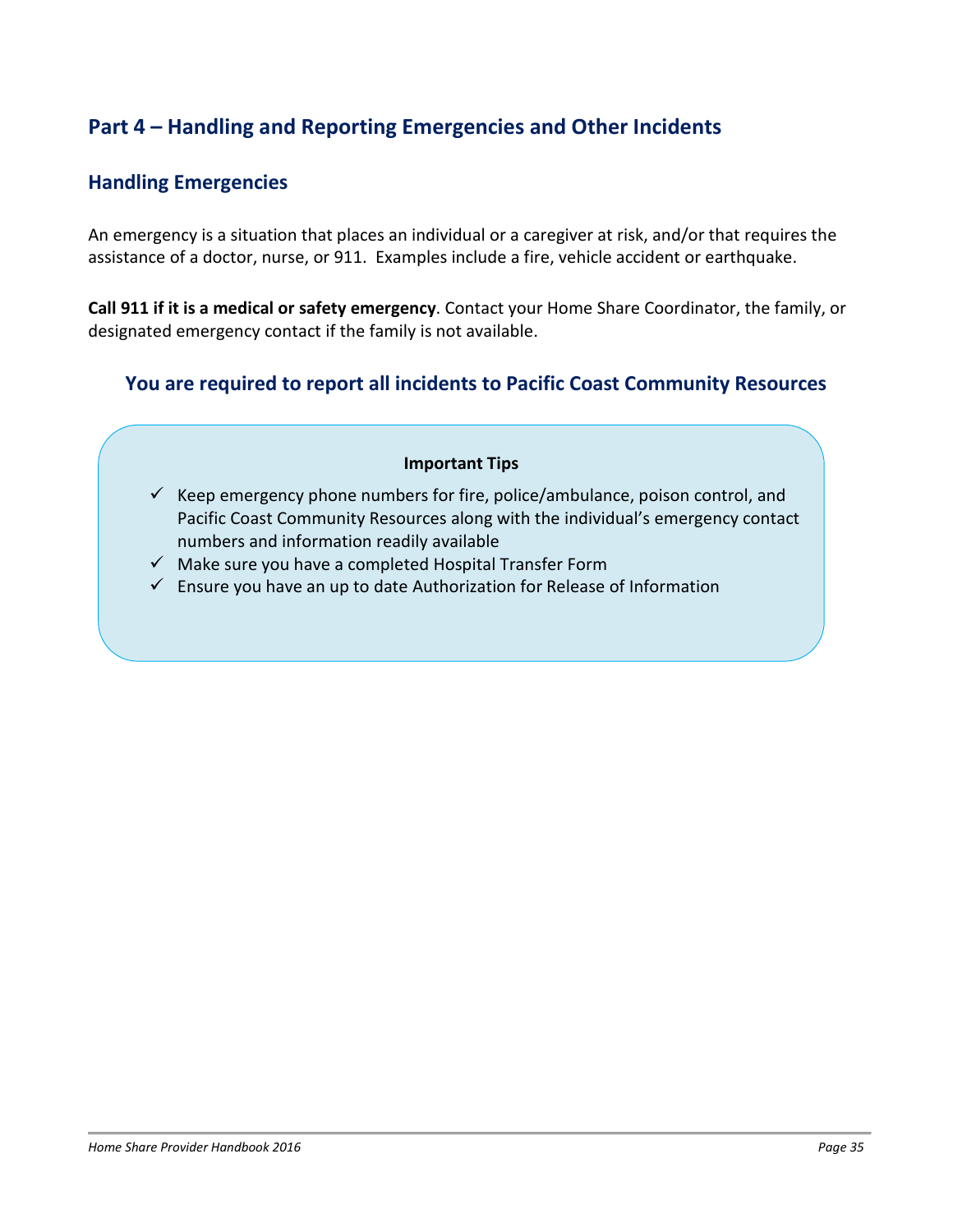# Part 4 – Handling and Reporting Emergencies and Other Incidents

## Handling Emergencies

An emergency is a situation that places an individual or a caregiver at risk, and/or that requires the assistance of a doctor, nurse, or 911. Examples include a fire, vehicle accident or earthquake.

**Call 911 if it is a medical or safety emergency**. Contact your Home Share Coordinator, the family, or designated emergency contact if the family is not available.

### You are required to report all incidents to Pacific Coast Community Resources

**Important Tips**

- ✓ Keep emergency phone numbers for fire, police/ambulance, poison control, and Pacific Coast Community Resources along with the individual's emergency contact numbers and information readily available
- ✓ Make sure you have a completed Hospital Transfer Form
- ✓ Ensure you have an up to date Authorization for Release of Information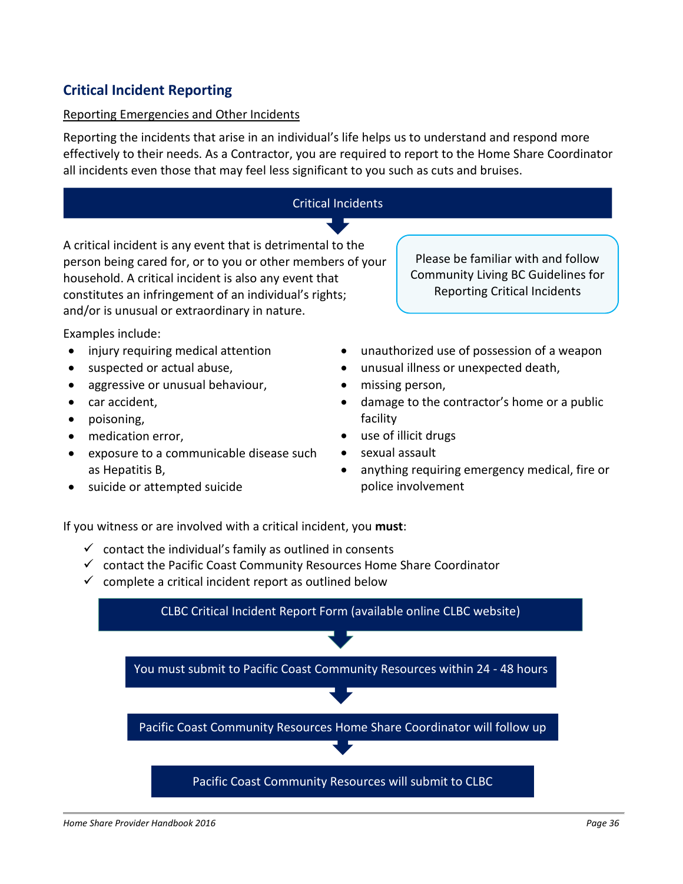## Critical Incident Reporting

Reporting Emergencies and Other Incidents

Reporting the incidents that arise in an individual's life helps us to understand and respond more effectively to their needs. As a Contractor, you are required to report to the Home Share Coordinator all incidents even those that may feel less significant to you such as cuts and bruises.

**Critical Incidents**

A critical incident is any event that is detrimental to the person being cared for, or to you or other members of your household. A critical incident is also any event that constitutes an infringement of an individual's rights; and/or is unusual or extraordinary in nature.

> Please be familiar with and follow Community Living BC Guidelines for Reporting Critical Incidents

Examples include:

- injury requiring medical attention
- suspected or actual abuse,
- aggressive or unusual behaviour,
- car accident,
- poisoning,
- medication error,
- exposure to a communicable disease such as Hepatitis B,
- suicide or attempted suicide
- unauthorized use of possession of a weapon
- unusual illness or unexpected death,
- missing person,
- damage to the contractor's home or a public facility
- use of illicit drugs
- sexual assault
- anything requiring emergency medical, fire or police involvement

If you witness or are involved with a critical incident, you **must**:

- ✓ contact the individual's family as outlined in consents
- ✓ contact the Pacific Coast Community Resources Home Share Coordinator
- ✓ complete a critical incident report as outlined below

CLBC Critical Incident Report Form (available online CLBC website)

↓

You must submit to Pacific Coast Community Resources within 24 - 48 hours

↓

Pacific Coast Community Resources Home Share Coordinator will follow up

↓

Pacific Coast Community Resources will submit to CLBC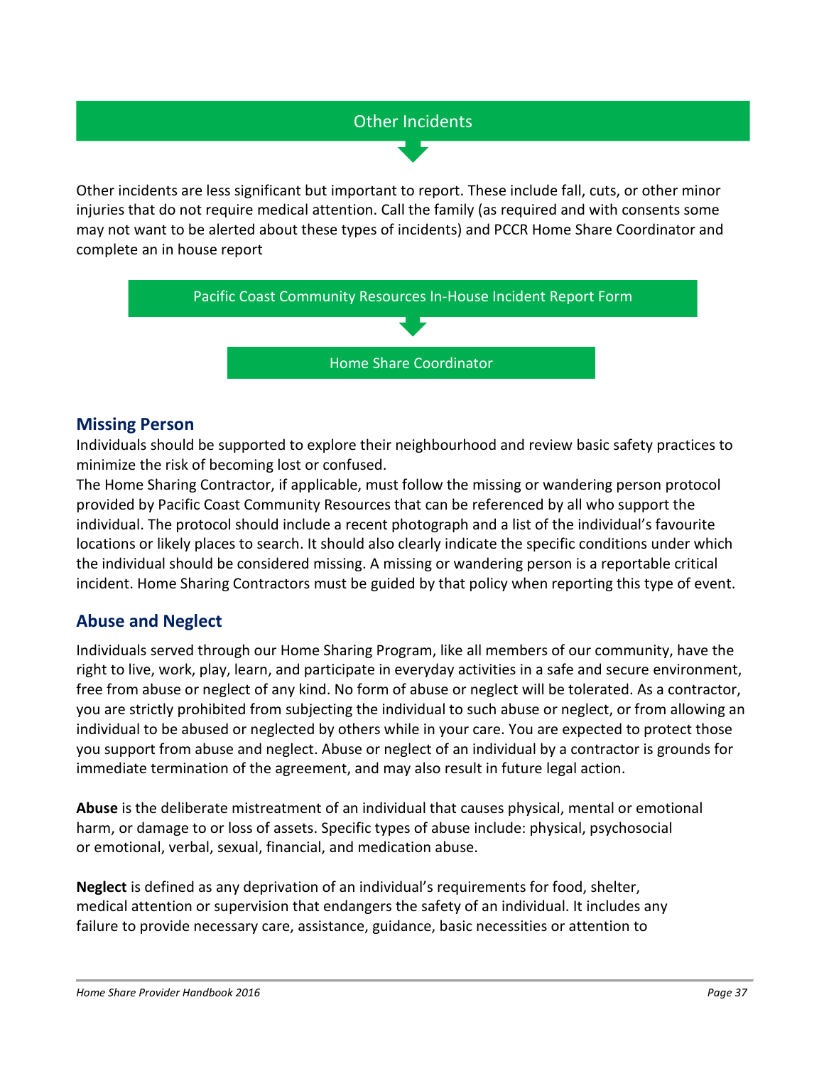## Other Incidents

Other incidents are less significant but important to report. These include fall, cuts, or other minor injuries that do not require medical attention. Call the family (as required and with consents some may not want to be alerted about these types of incidents) and PCCR Home Share Coordinator and complete an in house report

Pacific Coast Community Resources In-House Incident Report Form

↓

Home Share Coordinator

## Missing Person

Individuals should be supported to explore their neighbourhood and review basic safety practices to minimize the risk of becoming lost or confused.

The Home Sharing Contractor, if applicable, must follow the missing or wandering person protocol provided by Pacific Coast Community Resources that can be referenced by all who support the individual. The protocol should include a recent photograph and a list of the individual's favourite locations or likely places to search. It should also clearly indicate the specific conditions under which the individual should be considered missing. A missing or wandering person is a reportable critical incident. Home Sharing Contractors must be guided by that policy when reporting this type of event.

## Abuse and Neglect

Individuals served through our Home Sharing Program, like all members of our community, have the right to live, work, play, learn, and participate in everyday activities in a safe and secure environment, free from abuse or neglect of any kind. No form of abuse or neglect will be tolerated. As a contractor, you are strictly prohibited from subjecting the individual to such abuse or neglect, or from allowing an individual to be abused or neglected by others while in your care. You are expected to protect those you support from abuse and neglect. Abuse or neglect of an individual by a contractor is grounds for immediate termination of the agreement, and may also result in future legal action.

**Abuse** is the deliberate mistreatment of an individual that causes physical, mental or emotional harm, or damage to or loss of assets. Specific types of abuse include: physical, psychosocial or emotional, verbal, sexual, financial, and medication abuse.

**Neglect** is defined as any deprivation of an individual's requirements for food, shelter, medical attention or supervision that endangers the safety of an individual. It includes any failure to provide necessary care, assistance, guidance, basic necessities or attention to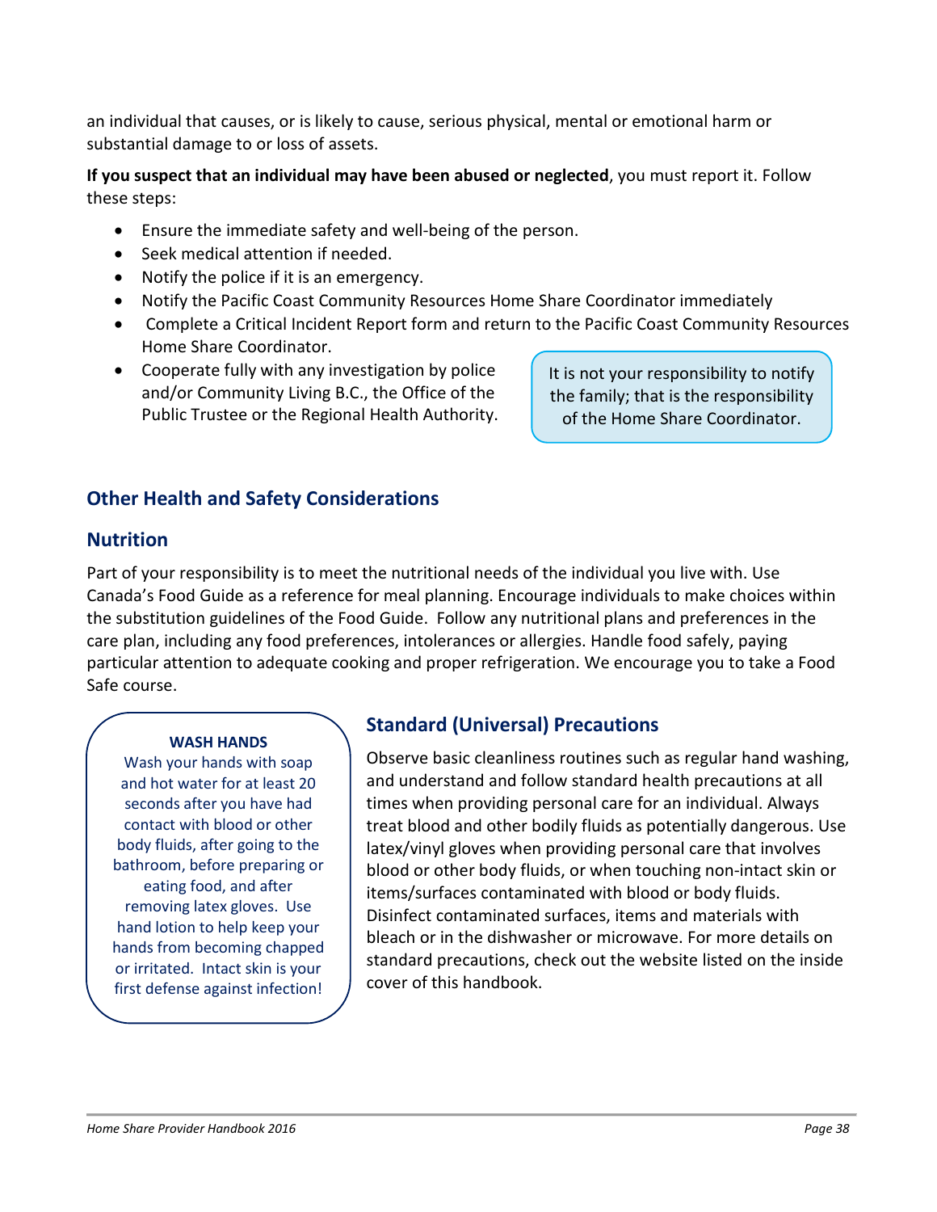an individual that causes, or is likely to cause, serious physical, mental or emotional harm or substantial damage to or loss of assets.

**If you suspect that an individual may have been abused or neglected**, you must report it. Follow these steps:

- Ensure the immediate safety and well-being of the person.
- Seek medical attention if needed.
- Notify the police if it is an emergency.
- Notify the Pacific Coast Community Resources Home Share Coordinator immediately
- Complete a Critical Incident Report form and return to the Pacific Coast Community Resources Home Share Coordinator.
- Cooperate fully with any investigation by police and/or Community Living B.C., the Office of the Public Trustee or the Regional Health Authority.

> It is not your responsibility to notify the family; that is the responsibility of the Home Share Coordinator.

## Other Health and Safety Considerations

## Nutrition

Part of your responsibility is to meet the nutritional needs of the individual you live with. Use Canada's Food Guide as a reference for meal planning. Encourage individuals to make choices within the substitution guidelines of the Food Guide. Follow any nutritional plans and preferences in the care plan, including any food preferences, intolerances or allergies. Handle food safely, paying particular attention to adequate cooking and proper refrigeration. We encourage you to take a Food Safe course.

> **WASH HANDS**
>
> Wash your hands with soap and hot water for at least 20 seconds after you have had contact with blood or other body fluids, after going to the bathroom, before preparing or eating food, and after removing latex gloves. Use hand lotion to help keep your hands from becoming chapped or irritated. Intact skin is your first defense against infection!

## Standard (Universal) Precautions

Observe basic cleanliness routines such as regular hand washing, and understand and follow standard health precautions at all times when providing personal care for an individual. Always treat blood and other bodily fluids as potentially dangerous. Use latex/vinyl gloves when providing personal care that involves blood or other body fluids, or when touching non-intact skin or items/surfaces contaminated with blood or body fluids. Disinfect contaminated surfaces, items and materials with bleach or in the dishwasher or microwave. For more details on standard precautions, check out the website listed on the inside cover of this handbook.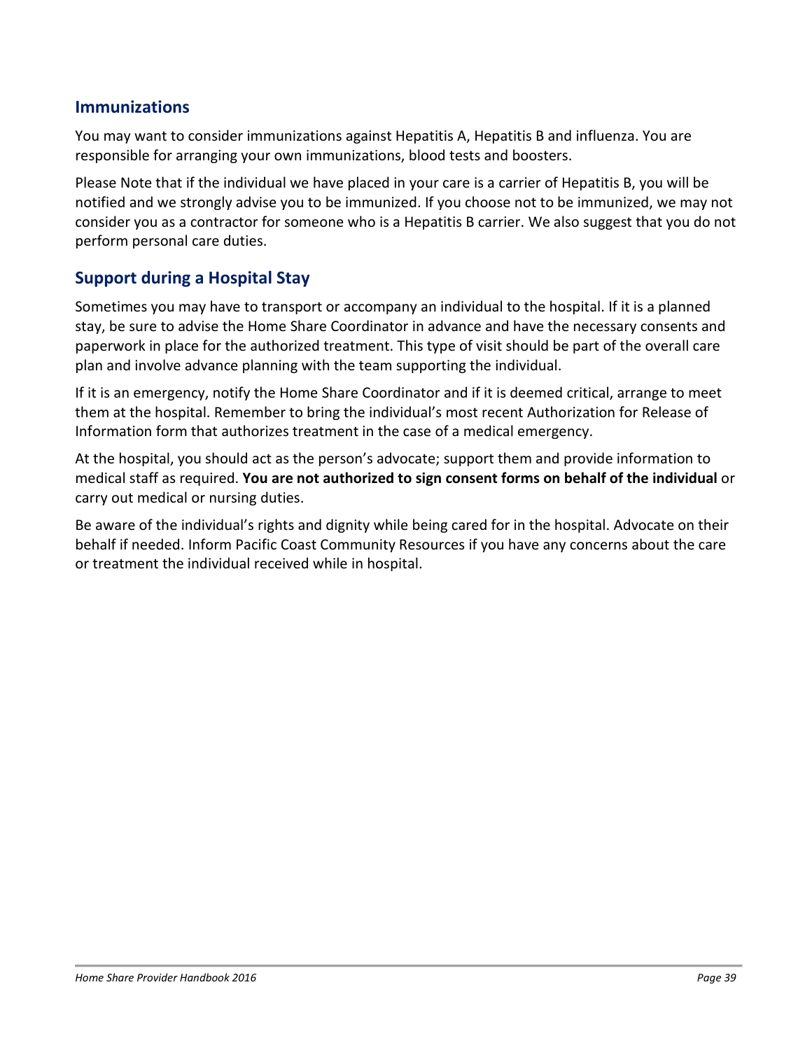## Immunizations

You may want to consider immunizations against Hepatitis A, Hepatitis B and influenza. You are responsible for arranging your own immunizations, blood tests and boosters.

Please Note that if the individual we have placed in your care is a carrier of Hepatitis B, you will be notified and we strongly advise you to be immunized. If you choose not to be immunized, we may not consider you as a contractor for someone who is a Hepatitis B carrier. We also suggest that you do not perform personal care duties.

## Support during a Hospital Stay

Sometimes you may have to transport or accompany an individual to the hospital. If it is a planned stay, be sure to advise the Home Share Coordinator in advance and have the necessary consents and paperwork in place for the authorized treatment. This type of visit should be part of the overall care plan and involve advance planning with the team supporting the individual.

If it is an emergency, notify the Home Share Coordinator and if it is deemed critical, arrange to meet them at the hospital. Remember to bring the individual's most recent Authorization for Release of Information form that authorizes treatment in the case of a medical emergency.

At the hospital, you should act as the person's advocate; support them and provide information to medical staff as required. **You are not authorized to sign consent forms on behalf of the individual** or carry out medical or nursing duties.

Be aware of the individual's rights and dignity while being cared for in the hospital. Advocate on their behalf if needed. Inform Pacific Coast Community Resources if you have any concerns about the care or treatment the individual received while in hospital.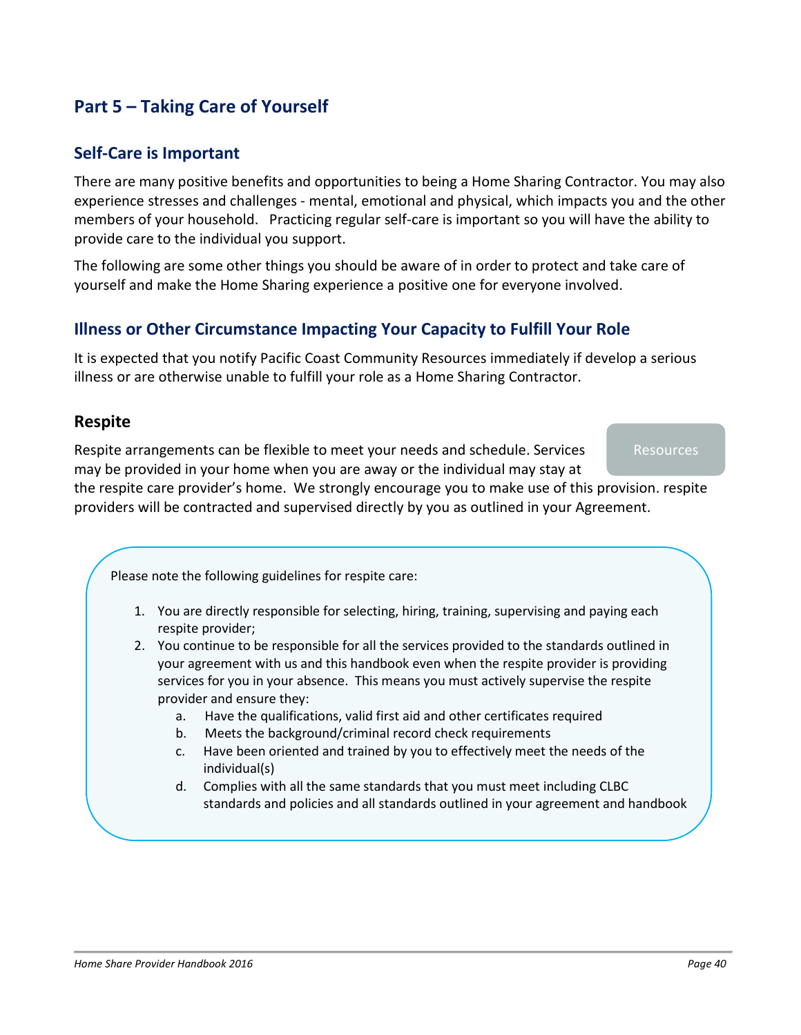# Part 5 – Taking Care of Yourself

## Self-Care is Important

There are many positive benefits and opportunities to being a Home Sharing Contractor. You may also experience stresses and challenges - mental, emotional and physical, which impacts you and the other members of your household. Practicing regular self-care is important so you will have the ability to provide care to the individual you support.

The following are some other things you should be aware of in order to protect and take care of yourself and make the Home Sharing experience a positive one for everyone involved.

## Illness or Other Circumstance Impacting Your Capacity to Fulfill Your Role

It is expected that you notify Pacific Coast Community Resources immediately if develop a serious illness or are otherwise unable to fulfill your role as a Home Sharing Contractor.

### Respite

Resources

Respite arrangements can be flexible to meet your needs and schedule. Services may be provided in your home when you are away or the individual may stay at the respite care provider's home. We strongly encourage you to make use of this provision. respite providers will be contracted and supervised directly by you as outlined in your Agreement.

Please note the following guidelines for respite care:

1. You are directly responsible for selecting, hiring, training, supervising and paying each respite provider;
2. You continue to be responsible for all the services provided to the standards outlined in your agreement with us and this handbook even when the respite provider is providing services for you in your absence. This means you must actively supervise the respite provider and ensure they:
    a. Have the qualifications, valid first aid and other certificates required
    b. Meets the background/criminal record check requirements
    c. Have been oriented and trained by you to effectively meet the needs of the individual(s)
    d. Complies with all the same standards that you must meet including CLBC standards and policies and all standards outlined in your agreement and handbook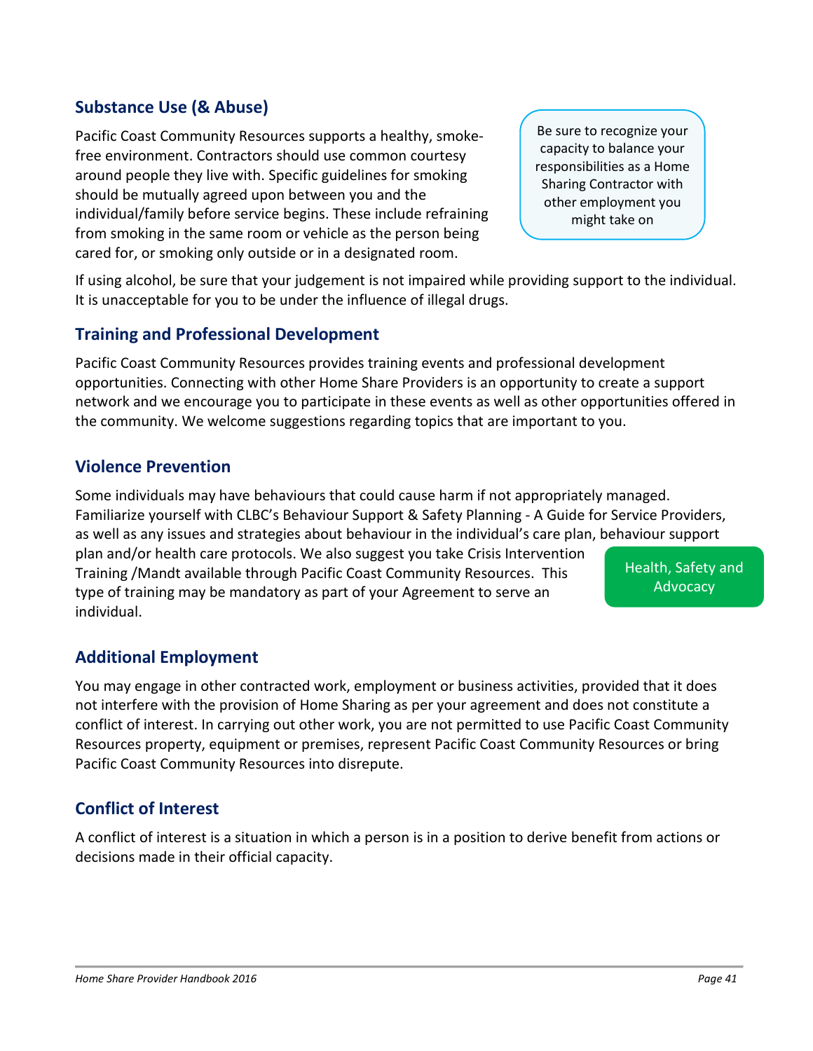## Substance Use (& Abuse)

Pacific Coast Community Resources supports a healthy, smoke-free environment. Contractors should use common courtesy around people they live with. Specific guidelines for smoking should be mutually agreed upon between you and the individual/family before service begins. These include refraining from smoking in the same room or vehicle as the person being cared for, or smoking only outside or in a designated room.

> Be sure to recognize your capacity to balance your responsibilities as a Home Sharing Contractor with other employment you might take on

If using alcohol, be sure that your judgement is not impaired while providing support to the individual. It is unacceptable for you to be under the influence of illegal drugs.

## Training and Professional Development

Pacific Coast Community Resources provides training events and professional development opportunities. Connecting with other Home Share Providers is an opportunity to create a support network and we encourage you to participate in these events as well as other opportunities offered in the community. We welcome suggestions regarding topics that are important to you.

## Violence Prevention

Some individuals may have behaviours that could cause harm if not appropriately managed. Familiarize yourself with CLBC's Behaviour Support & Safety Planning - A Guide for Service Providers, as well as any issues and strategies about behaviour in the individual's care plan, behaviour support plan and/or health care protocols. We also suggest you take Crisis Intervention Training /Mandt available through Pacific Coast Community Resources. This type of training may be mandatory as part of your Agreement to serve an individual.

Health, Safety and Advocacy

## Additional Employment

You may engage in other contracted work, employment or business activities, provided that it does not interfere with the provision of Home Sharing as per your agreement and does not constitute a conflict of interest. In carrying out other work, you are not permitted to use Pacific Coast Community Resources property, equipment or premises, represent Pacific Coast Community Resources or bring Pacific Coast Community Resources into disrepute.

## Conflict of Interest

A conflict of interest is a situation in which a person is in a position to derive benefit from actions or decisions made in their official capacity.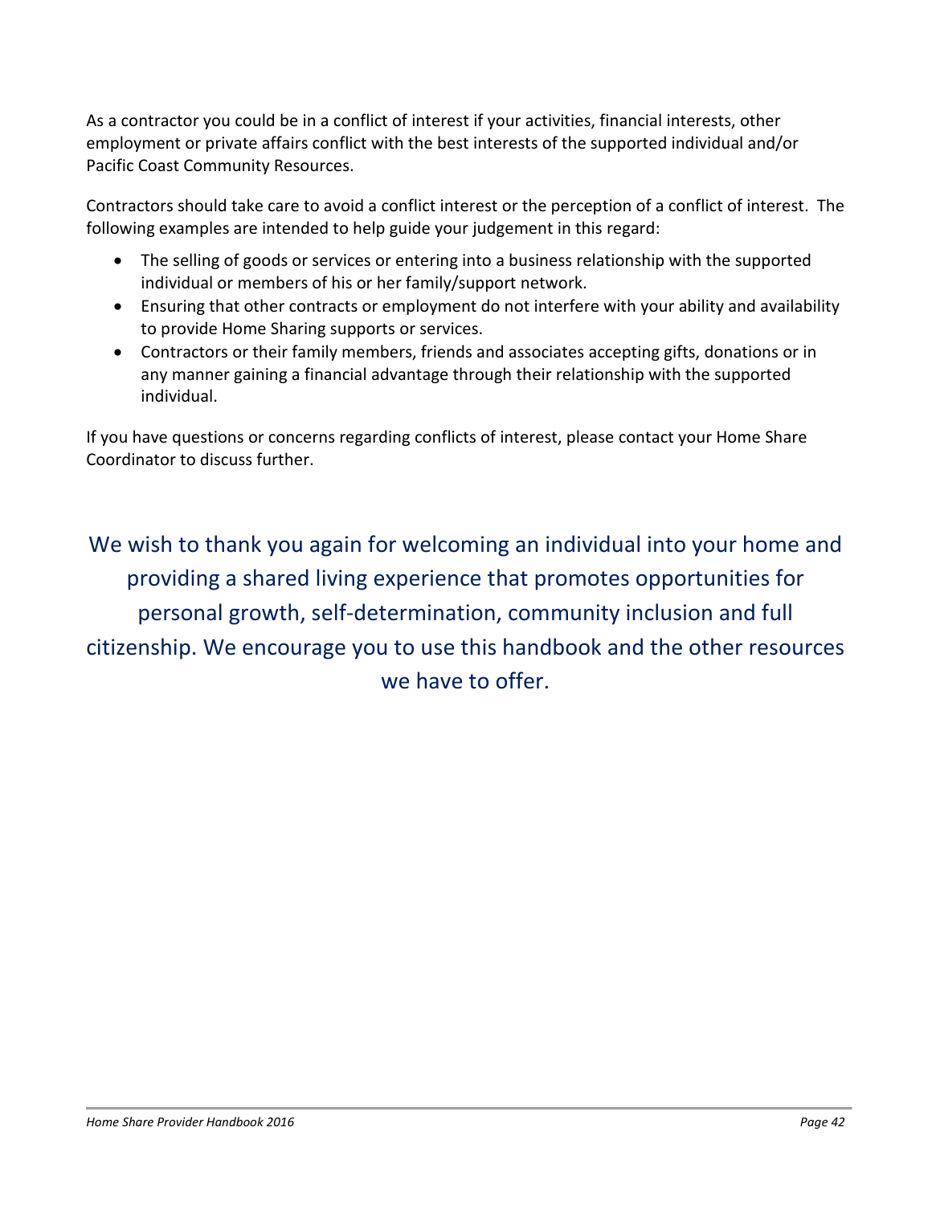As a contractor you could be in a conflict of interest if your activities, financial interests, other employment or private affairs conflict with the best interests of the supported individual and/or Pacific Coast Community Resources.

Contractors should take care to avoid a conflict interest or the perception of a conflict of interest. The following examples are intended to help guide your judgement in this regard:

- The selling of goods or services or entering into a business relationship with the supported individual or members of his or her family/support network.
- Ensuring that other contracts or employment do not interfere with your ability and availability to provide Home Sharing supports or services.
- Contractors or their family members, friends and associates accepting gifts, donations or in any manner gaining a financial advantage through their relationship with the supported individual.

If you have questions or concerns regarding conflicts of interest, please contact your Home Share Coordinator to discuss further.

We wish to thank you again for welcoming an individual into your home and providing a shared living experience that promotes opportunities for personal growth, self-determination, community inclusion and full citizenship. We encourage you to use this handbook and the other resources we have to offer.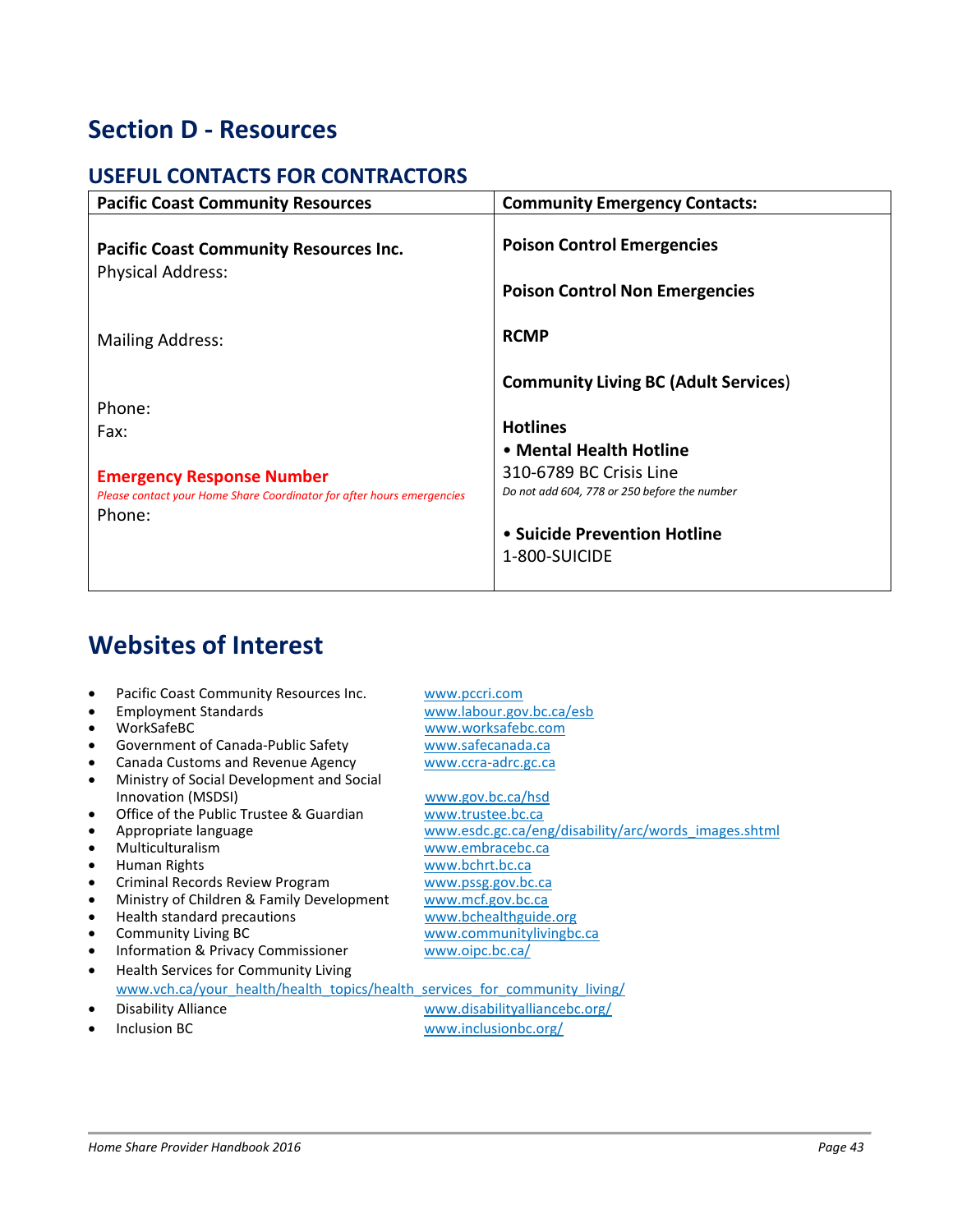# Section D - Resources

## USEFUL CONTACTS FOR CONTRACTORS

| Pacific Coast Community Resources | Community Emergency Contacts: |
|---|---|
| **Pacific Coast Community Resources Inc.**<br>Physical Address:<br><br>Mailing Address:<br><br>Phone:<br>Fax:<br><br>**Emergency Response Number**<br>*Please contact your Home Share Coordinator for after hours emergencies*<br>Phone: | **Poison Control Emergencies**<br><br>**Poison Control Non Emergencies**<br><br>**RCMP**<br><br>**Community Living BC (Adult Services)**<br><br>**Hotlines**<br>**• Mental Health Hotline**<br>310-6789 BC Crisis Line<br>*Do not add 604, 778 or 250 before the number*<br><br>**• Suicide Prevention Hotline**<br>1-800-SUICIDE |

# Websites of Interest

- Pacific Coast Community Resources Inc. — www.pccri.com
- Employment Standards — www.labour.gov.bc.ca/esb
- WorkSafeBC — www.worksafebc.com
- Government of Canada-Public Safety — www.safecanada.ca
- Canada Customs and Revenue Agency — www.ccra-adrc.gc.ca
- Ministry of Social Development and Social Innovation (MSDSI) — www.gov.bc.ca/hsd
- Office of the Public Trustee & Guardian — www.trustee.bc.ca
- Appropriate language — www.esdc.gc.ca/eng/disability/arc/words_images.shtml
- Multiculturalism — www.embracebc.ca
- Human Rights — www.bchrt.bc.ca
- Criminal Records Review Program — www.pssg.gov.bc.ca
- Ministry of Children & Family Development — www.mcf.gov.bc.ca
- Health standard precautions — www.bchealthguide.org
- Community Living BC — www.communitylivingbc.ca
- Information & Privacy Commissioner — www.oipc.bc.ca/
- Health Services for Community Living
  www.vch.ca/your_health/health_topics/health_services_for_community_living/
- Disability Alliance — www.disabilityalliancebc.org/
- Inclusion BC — www.inclusionbc.org/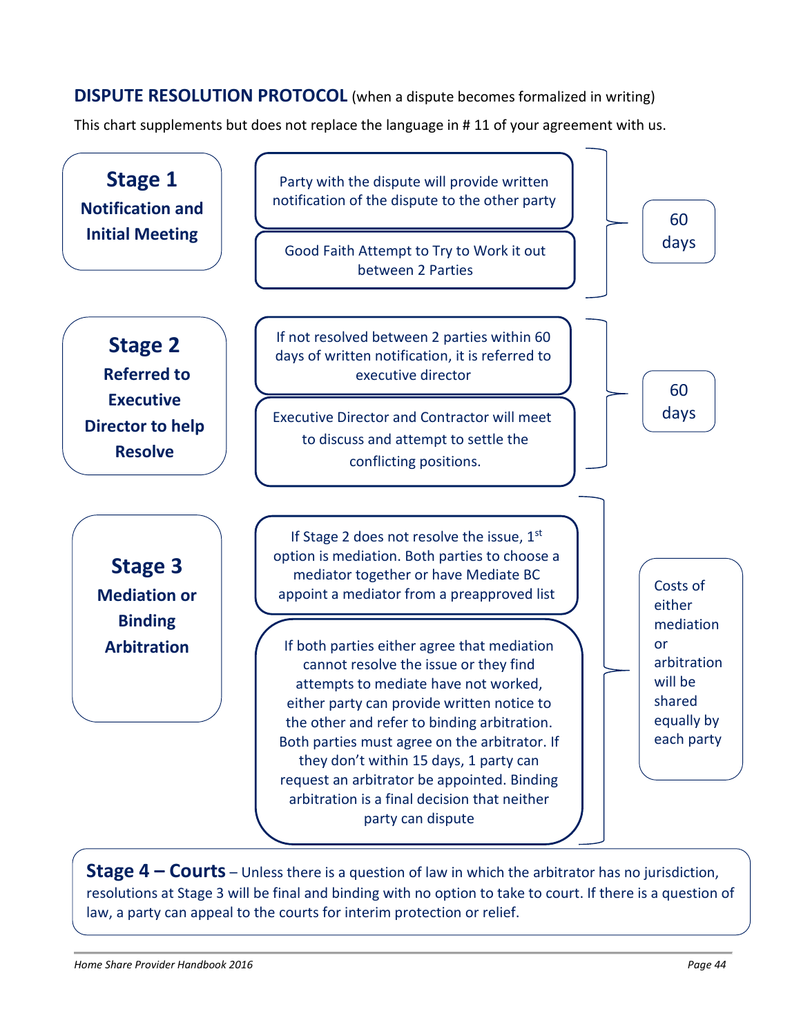## DISPUTE RESOLUTION PROTOCOL (when a dispute becomes formalized in writing)

This chart supplements but does not replace the language in # 11 of your agreement with us.

### Stage 1
**Notification and Initial Meeting**

- Party with the dispute will provide written notification of the dispute to the other party
- Good Faith Attempt to Try to Work it out between 2 Parties

60 days

### Stage 2
**Referred to Executive Director to help Resolve**

- If not resolved between 2 parties within 60 days of written notification, it is referred to executive director
- Executive Director and Contractor will meet to discuss and attempt to settle the conflicting positions.

60 days

### Stage 3
**Mediation or Binding Arbitration**

- If Stage 2 does not resolve the issue, 1st option is mediation. Both parties to choose a mediator together or have Mediate BC appoint a mediator from a preapproved list
- If both parties either agree that mediation cannot resolve the issue or they find attempts to mediate have not worked, either party can provide written notice to the other and refer to binding arbitration. Both parties must agree on the arbitrator. If they don't within 15 days, 1 party can request an arbitrator be appointed. Binding arbitration is a final decision that neither party can dispute

Costs of either mediation or arbitration will be shared equally by each party

**Stage 4 – Courts** – Unless there is a question of law in which the arbitrator has no jurisdiction, resolutions at Stage 3 will be final and binding with no option to take to court. If there is a question of law, a party can appeal to the courts for interim protection or relief.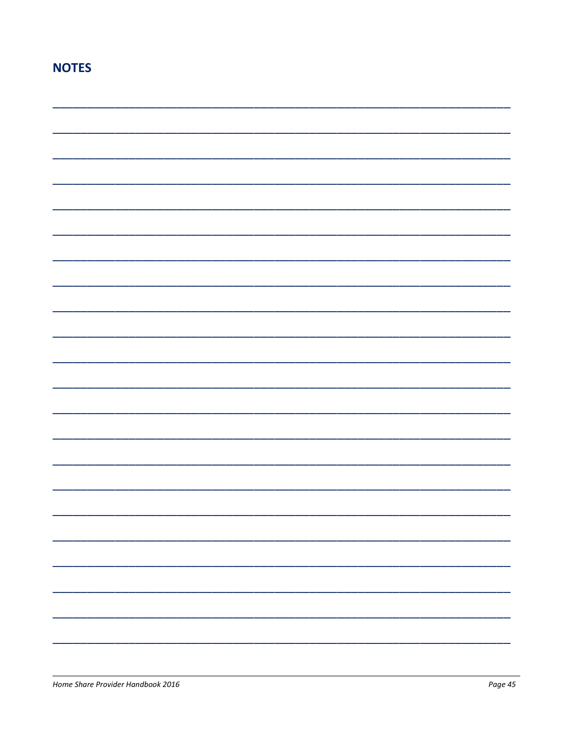## NOTES

______________________________________________________________________________

______________________________________________________________________________

______________________________________________________________________________

______________________________________________________________________________

______________________________________________________________________________

______________________________________________________________________________

______________________________________________________________________________

______________________________________________________________________________

______________________________________________________________________________

______________________________________________________________________________

______________________________________________________________________________

______________________________________________________________________________

______________________________________________________________________________

______________________________________________________________________________

______________________________________________________________________________

______________________________________________________________________________

______________________________________________________________________________

______________________________________________________________________________

______________________________________________________________________________

______________________________________________________________________________

______________________________________________________________________________

______________________________________________________________________________